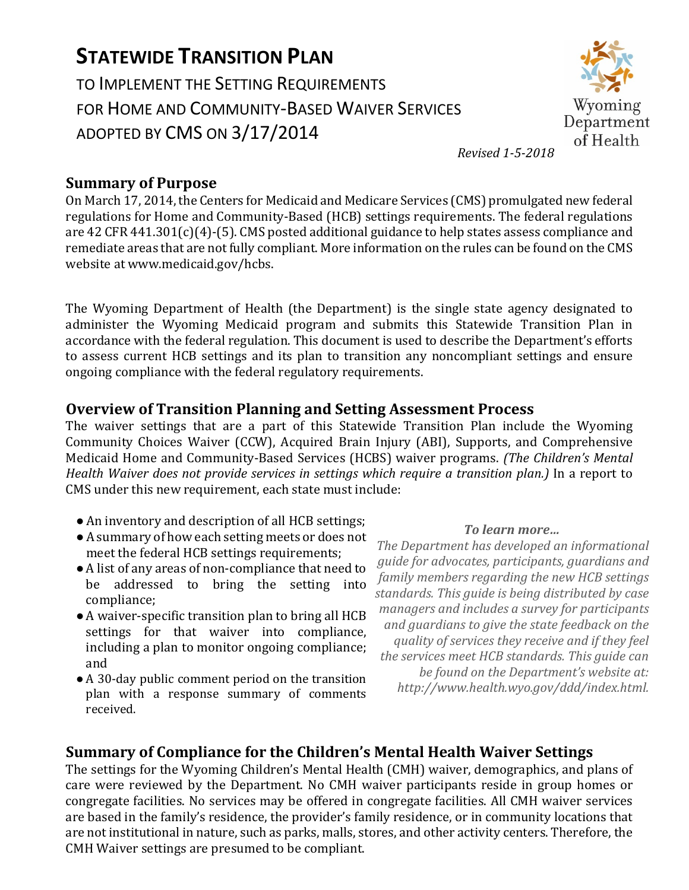# STATEWIDE TRANSITION PLAN

TO IMPLEMENT THE SETTING REQUIREMENTS
FOR HOME AND COMMUNITY-BASED WAIVER SERVICES
ADOPTED BY CMS ON 3/17/2014

Wyoming Department of Health

*Revised 1-5-2018*

## Summary of Purpose

On March 17, 2014, the Centers for Medicaid and Medicare Services (CMS) promulgated new federal regulations for Home and Community-Based (HCB) settings requirements. The federal regulations are 42 CFR 441.301(c)(4)-(5). CMS posted additional guidance to help states assess compliance and remediate areas that are not fully compliant. More information on the rules can be found on the CMS website at www.medicaid.gov/hcbs.

The Wyoming Department of Health (the Department) is the single state agency designated to administer the Wyoming Medicaid program and submits this Statewide Transition Plan in accordance with the federal regulation. This document is used to describe the Department's efforts to assess current HCB settings and its plan to transition any noncompliant settings and ensure ongoing compliance with the federal regulatory requirements.

## Overview of Transition Planning and Setting Assessment Process

The waiver settings that are a part of this Statewide Transition Plan include the Wyoming Community Choices Waiver (CCW), Acquired Brain Injury (ABI), Supports, and Comprehensive Medicaid Home and Community-Based Services (HCBS) waiver programs. *(The Children's Mental Health Waiver does not provide services in settings which require a transition plan.)* In a report to CMS under this new requirement, each state must include:

- An inventory and description of all HCB settings;
- A summary of how each setting meets or does not meet the federal HCB settings requirements;
- A list of any areas of non-compliance that need to be addressed to bring the setting into compliance;
- A waiver-specific transition plan to bring all HCB settings for that waiver into compliance, including a plan to monitor ongoing compliance; and
- A 30-day public comment period on the transition plan with a response summary of comments received.

***To learn more...***

*The Department has developed an informational guide for advocates, participants, guardians and family members regarding the new HCB settings standards. This guide is being distributed by case managers and includes a survey for participants and guardians to give the state feedback on the quality of services they receive and if they feel the services meet HCB standards. This guide can be found on the Department's website at: http://www.health.wyo.gov/ddd/index.html.*

## Summary of Compliance for the Children's Mental Health Waiver Settings

The settings for the Wyoming Children's Mental Health (CMH) waiver, demographics, and plans of care were reviewed by the Department. No CMH waiver participants reside in group homes or congregate facilities. No services may be offered in congregate facilities. All CMH waiver services are based in the family's residence, the provider's family residence, or in community locations that are not institutional in nature, such as parks, malls, stores, and other activity centers. Therefore, the CMH Waiver settings are presumed to be compliant.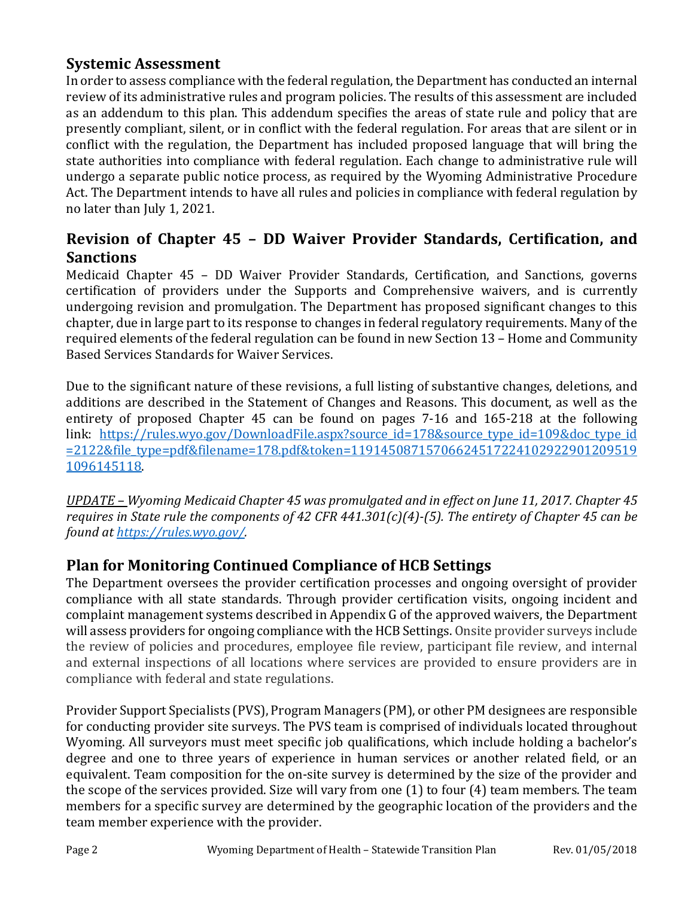## Systemic Assessment

In order to assess compliance with the federal regulation, the Department has conducted an internal review of its administrative rules and program policies. The results of this assessment are included as an addendum to this plan. This addendum specifies the areas of state rule and policy that are presently compliant, silent, or in conflict with the federal regulation. For areas that are silent or in conflict with the regulation, the Department has included proposed language that will bring the state authorities into compliance with federal regulation. Each change to administrative rule will undergo a separate public notice process, as required by the Wyoming Administrative Procedure Act. The Department intends to have all rules and policies in compliance with federal regulation by no later than July 1, 2021.

## Revision of Chapter 45 – DD Waiver Provider Standards, Certification, and Sanctions

Medicaid Chapter 45 – DD Waiver Provider Standards, Certification, and Sanctions, governs certification of providers under the Supports and Comprehensive waivers, and is currently undergoing revision and promulgation. The Department has proposed significant changes to this chapter, due in large part to its response to changes in federal regulatory requirements. Many of the required elements of the federal regulation can be found in new Section 13 – Home and Community Based Services Standards for Waiver Services.

Due to the significant nature of these revisions, a full listing of substantive changes, deletions, and additions are described in the Statement of Changes and Reasons. This document, as well as the entirety of proposed Chapter 45 can be found on pages 7-16 and 165-218 at the following link: [https://rules.wyo.gov/DownloadFile.aspx?source_id=178&source_type_id=109&doc_type_id=2122&file_type=pdf&filename=178.pdf&token=1191450871570662451722410292290120951910961451​18](https://rules.wyo.gov/DownloadFile.aspx?source_id=178&source_type_id=109&doc_type_id=2122&file_type=pdf&filename=178.pdf&token=119145087157066245172241029229012095191096145118).

*<u>UPDATE –</u> Wyoming Medicaid Chapter 45 was promulgated and in effect on June 11, 2017. Chapter 45 requires in State rule the components of 42 CFR 441.301(c)(4)-(5). The entirety of Chapter 45 can be found at [https://rules.wyo.gov/](https://rules.wyo.gov/).*

## Plan for Monitoring Continued Compliance of HCB Settings

The Department oversees the provider certification processes and ongoing oversight of provider compliance with all state standards. Through provider certification visits, ongoing incident and complaint management systems described in Appendix G of the approved waivers, the Department will assess providers for ongoing compliance with the HCB Settings. Onsite provider surveys include the review of policies and procedures, employee file review, participant file review, and internal and external inspections of all locations where services are provided to ensure providers are in compliance with federal and state regulations.

Provider Support Specialists (PVS), Program Managers (PM), or other PM designees are responsible for conducting provider site surveys. The PVS team is comprised of individuals located throughout Wyoming. All surveyors must meet specific job qualifications, which include holding a bachelor's degree and one to three years of experience in human services or another related field, or an equivalent. Team composition for the on-site survey is determined by the size of the provider and the scope of the services provided. Size will vary from one (1) to four (4) team members. The team members for a specific survey are determined by the geographic location of the providers and the team member experience with the provider.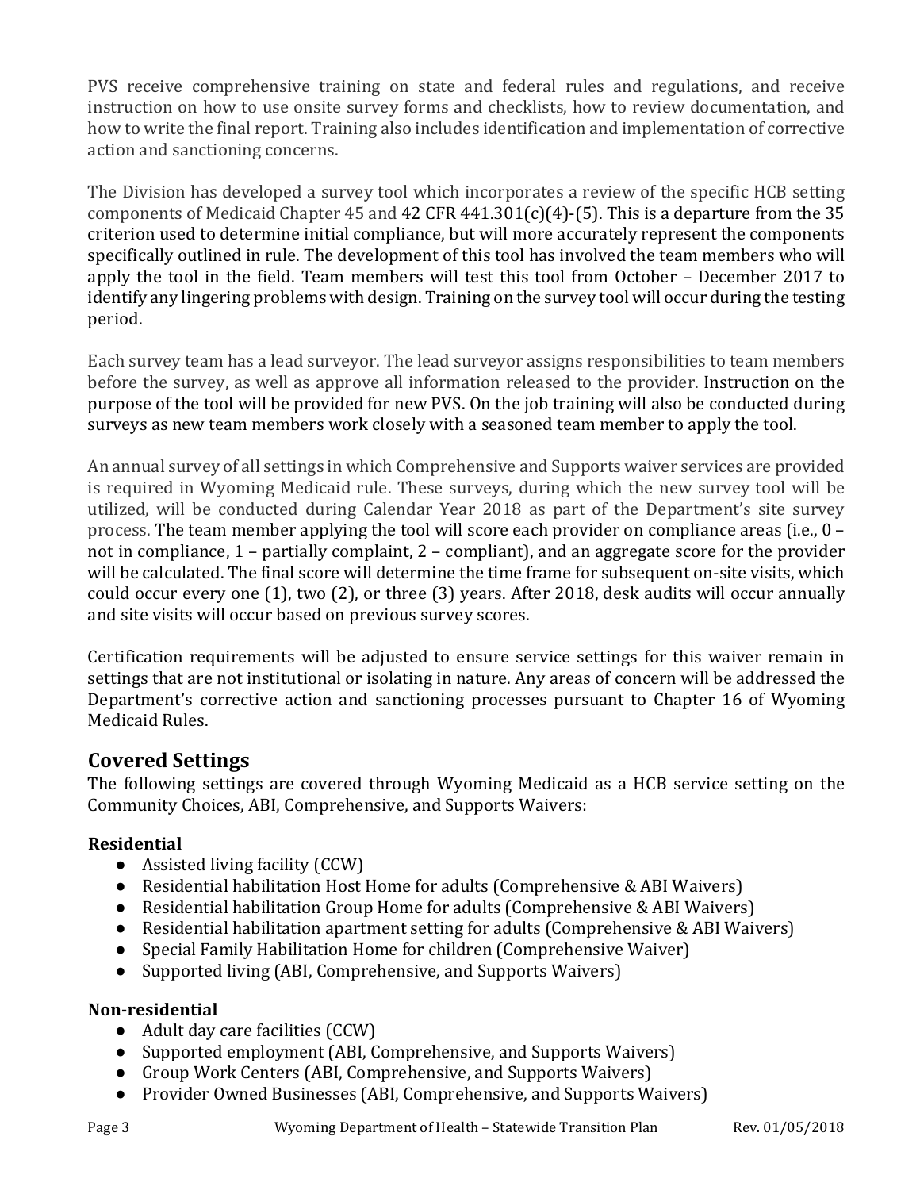PVS receive comprehensive training on state and federal rules and regulations, and receive instruction on how to use onsite survey forms and checklists, how to review documentation, and how to write the final report. Training also includes identification and implementation of corrective action and sanctioning concerns.

The Division has developed a survey tool which incorporates a review of the specific HCB setting components of Medicaid Chapter 45 and 42 CFR 441.301(c)(4)-(5). This is a departure from the 35 criterion used to determine initial compliance, but will more accurately represent the components specifically outlined in rule. The development of this tool has involved the team members who will apply the tool in the field. Team members will test this tool from October – December 2017 to identify any lingering problems with design. Training on the survey tool will occur during the testing period.

Each survey team has a lead surveyor. The lead surveyor assigns responsibilities to team members before the survey, as well as approve all information released to the provider. Instruction on the purpose of the tool will be provided for new PVS. On the job training will also be conducted during surveys as new team members work closely with a seasoned team member to apply the tool.

An annual survey of all settings in which Comprehensive and Supports waiver services are provided is required in Wyoming Medicaid rule. These surveys, during which the new survey tool will be utilized, will be conducted during Calendar Year 2018 as part of the Department's site survey process. The team member applying the tool will score each provider on compliance areas (i.e., 0 – not in compliance, 1 – partially complaint, 2 – compliant), and an aggregate score for the provider will be calculated. The final score will determine the time frame for subsequent on-site visits, which could occur every one (1), two (2), or three (3) years. After 2018, desk audits will occur annually and site visits will occur based on previous survey scores.

Certification requirements will be adjusted to ensure service settings for this waiver remain in settings that are not institutional or isolating in nature. Any areas of concern will be addressed the Department's corrective action and sanctioning processes pursuant to Chapter 16 of Wyoming Medicaid Rules.

## Covered Settings

The following settings are covered through Wyoming Medicaid as a HCB service setting on the Community Choices, ABI, Comprehensive, and Supports Waivers:

### Residential

- Assisted living facility (CCW)
- Residential habilitation Host Home for adults (Comprehensive & ABI Waivers)
- Residential habilitation Group Home for adults (Comprehensive & ABI Waivers)
- Residential habilitation apartment setting for adults (Comprehensive & ABI Waivers)
- Special Family Habilitation Home for children (Comprehensive Waiver)
- Supported living (ABI, Comprehensive, and Supports Waivers)

### Non-residential

- Adult day care facilities (CCW)
- Supported employment (ABI, Comprehensive, and Supports Waivers)
- Group Work Centers (ABI, Comprehensive, and Supports Waivers)
- Provider Owned Businesses (ABI, Comprehensive, and Supports Waivers)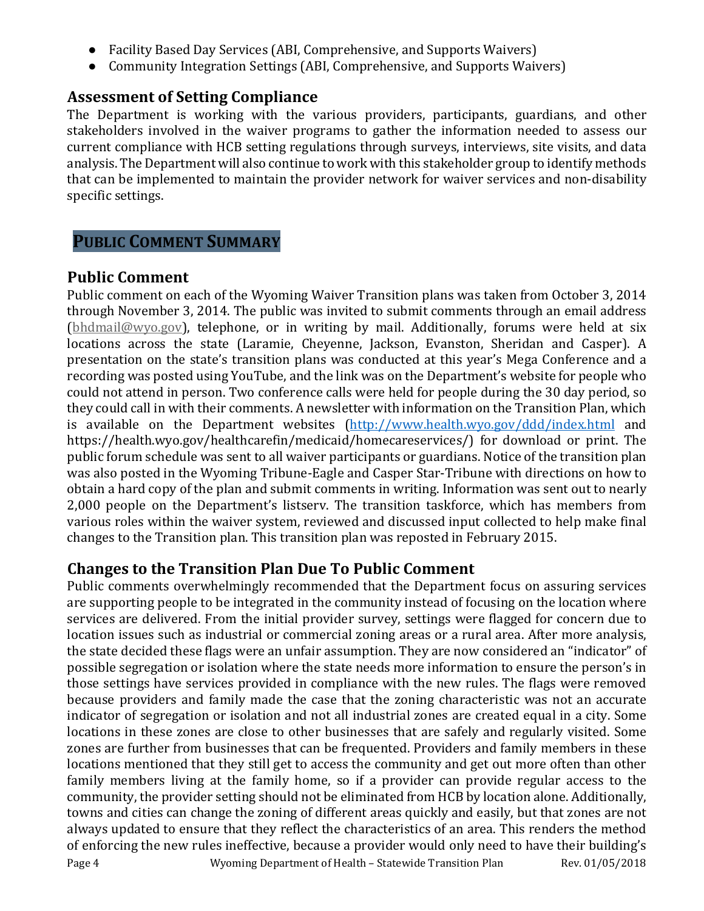- Facility Based Day Services (ABI, Comprehensive, and Supports Waivers)
- Community Integration Settings (ABI, Comprehensive, and Supports Waivers)

### Assessment of Setting Compliance

The Department is working with the various providers, participants, guardians, and other stakeholders involved in the waiver programs to gather the information needed to assess our current compliance with HCB setting regulations through surveys, interviews, site visits, and data analysis. The Department will also continue to work with this stakeholder group to identify methods that can be implemented to maintain the provider network for waiver services and non-disability specific settings.

## PUBLIC COMMENT SUMMARY

### Public Comment

Public comment on each of the Wyoming Waiver Transition plans was taken from October 3, 2014 through November 3, 2014. The public was invited to submit comments through an email address (bhdmail@wyo.gov), telephone, or in writing by mail. Additionally, forums were held at six locations across the state (Laramie, Cheyenne, Jackson, Evanston, Sheridan and Casper). A presentation on the state's transition plans was conducted at this year's Mega Conference and a recording was posted using YouTube, and the link was on the Department's website for people who could not attend in person. Two conference calls were held for people during the 30 day period, so they could call in with their comments. A newsletter with information on the Transition Plan, which is available on the Department websites (http://www.health.wyo.gov/ddd/index.html and https://health.wyo.gov/healthcarefin/medicaid/homecareservices/) for download or print. The public forum schedule was sent to all waiver participants or guardians. Notice of the transition plan was also posted in the Wyoming Tribune-Eagle and Casper Star-Tribune with directions on how to obtain a hard copy of the plan and submit comments in writing. Information was sent out to nearly 2,000 people on the Department's listserv. The transition taskforce, which has members from various roles within the waiver system, reviewed and discussed input collected to help make final changes to the Transition plan. This transition plan was reposted in February 2015.

### Changes to the Transition Plan Due To Public Comment

Public comments overwhelmingly recommended that the Department focus on assuring services are supporting people to be integrated in the community instead of focusing on the location where services are delivered. From the initial provider survey, settings were flagged for concern due to location issues such as industrial or commercial zoning areas or a rural area. After more analysis, the state decided these flags were an unfair assumption. They are now considered an "indicator" of possible segregation or isolation where the state needs more information to ensure the person's in those settings have services provided in compliance with the new rules. The flags were removed because providers and family made the case that the zoning characteristic was not an accurate indicator of segregation or isolation and not all industrial zones are created equal in a city. Some locations in these zones are close to other businesses that are safely and regularly visited. Some zones are further from businesses that can be frequented. Providers and family members in these locations mentioned that they still get to access the community and get out more often than other family members living at the family home, so if a provider can provide regular access to the community, the provider setting should not be eliminated from HCB by location alone. Additionally, towns and cities can change the zoning of different areas quickly and easily, but that zones are not always updated to ensure that they reflect the characteristics of an area. This renders the method of enforcing the new rules ineffective, because a provider would only need to have their building's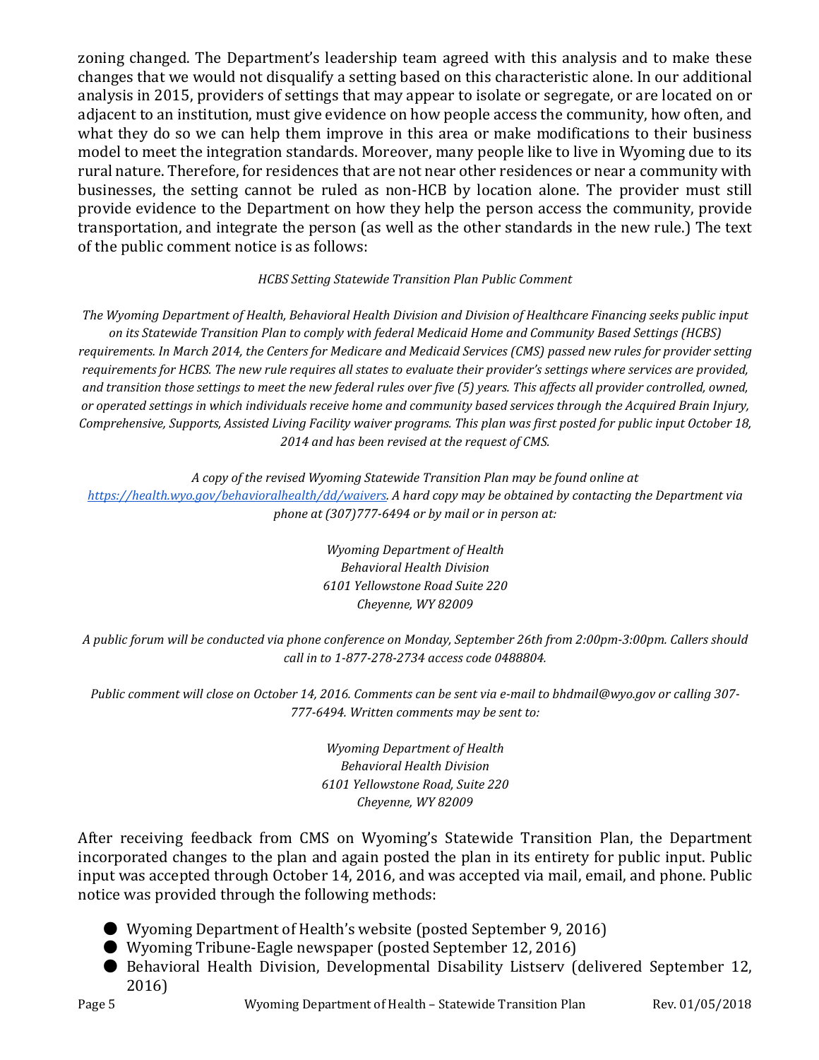zoning changed. The Department's leadership team agreed with this analysis and to make these changes that we would not disqualify a setting based on this characteristic alone. In our additional analysis in 2015, providers of settings that may appear to isolate or segregate, or are located on or adjacent to an institution, must give evidence on how people access the community, how often, and what they do so we can help them improve in this area or make modifications to their business model to meet the integration standards. Moreover, many people like to live in Wyoming due to its rural nature. Therefore, for residences that are not near other residences or near a community with businesses, the setting cannot be ruled as non-HCB by location alone. The provider must still provide evidence to the Department on how they help the person access the community, provide transportation, and integrate the person (as well as the other standards in the new rule.) The text of the public comment notice is as follows:

*HCBS Setting Statewide Transition Plan Public Comment*

*The Wyoming Department of Health, Behavioral Health Division and Division of Healthcare Financing seeks public input on its Statewide Transition Plan to comply with federal Medicaid Home and Community Based Settings (HCBS) requirements. In March 2014, the Centers for Medicare and Medicaid Services (CMS) passed new rules for provider setting requirements for HCBS. The new rule requires all states to evaluate their provider's settings where services are provided, and transition those settings to meet the new federal rules over five (5) years. This affects all provider controlled, owned, or operated settings in which individuals receive home and community based services through the Acquired Brain Injury, Comprehensive, Supports, Assisted Living Facility waiver programs. This plan was first posted for public input October 18, 2014 and has been revised at the request of CMS.*

*A copy of the revised Wyoming Statewide Transition Plan may be found online at [https://health.wyo.gov/behavioralhealth/dd/waivers](https://health.wyo.gov/behavioralhealth/dd/waivers). A hard copy may be obtained by contacting the Department via phone at (307)777-6494 or by mail or in person at:*

*Wyoming Department of Health*
*Behavioral Health Division*
*6101 Yellowstone Road Suite 220*
*Cheyenne, WY 82009*

*A public forum will be conducted via phone conference on Monday, September 26th from 2:00pm-3:00pm. Callers should call in to 1-877-278-2734 access code 0488804.*

*Public comment will close on October 14, 2016. Comments can be sent via e-mail to bhdmail@wyo.gov or calling 307-777-6494. Written comments may be sent to:*

*Wyoming Department of Health*
*Behavioral Health Division*
*6101 Yellowstone Road, Suite 220*
*Cheyenne, WY 82009*

After receiving feedback from CMS on Wyoming's Statewide Transition Plan, the Department incorporated changes to the plan and again posted the plan in its entirety for public input. Public input was accepted through October 14, 2016, and was accepted via mail, email, and phone. Public notice was provided through the following methods:

- Wyoming Department of Health's website (posted September 9, 2016)
- Wyoming Tribune-Eagle newspaper (posted September 12, 2016)
- Behavioral Health Division, Developmental Disability Listserv (delivered September 12, 2016)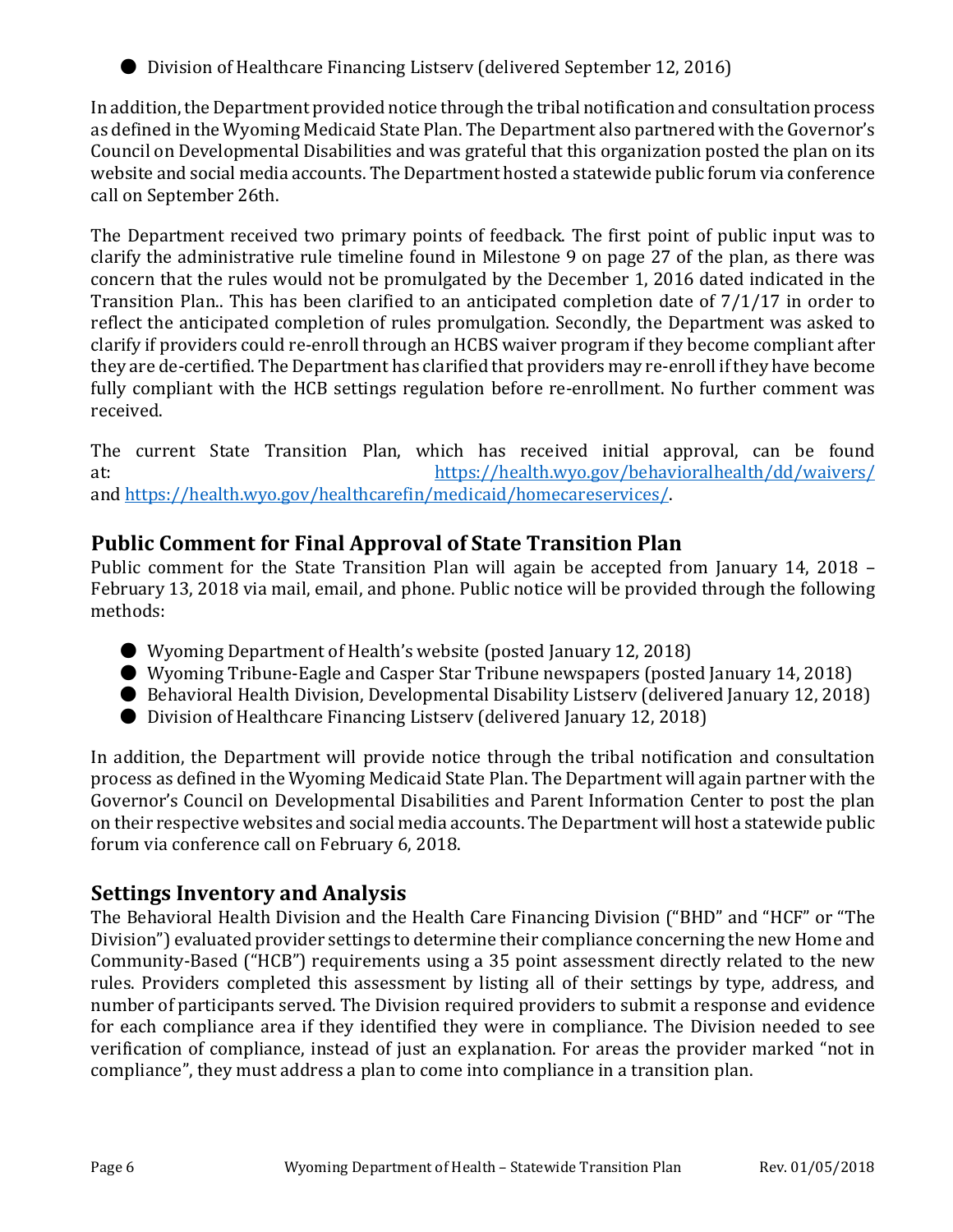- Division of Healthcare Financing Listserv (delivered September 12, 2016)

In addition, the Department provided notice through the tribal notification and consultation process as defined in the Wyoming Medicaid State Plan. The Department also partnered with the Governor's Council on Developmental Disabilities and was grateful that this organization posted the plan on its website and social media accounts. The Department hosted a statewide public forum via conference call on September 26th.

The Department received two primary points of feedback. The first point of public input was to clarify the administrative rule timeline found in Milestone 9 on page 27 of the plan, as there was concern that the rules would not be promulgated by the December 1, 2016 dated indicated in the Transition Plan.. This has been clarified to an anticipated completion date of 7/1/17 in order to reflect the anticipated completion of rules promulgation. Secondly, the Department was asked to clarify if providers could re-enroll through an HCBS waiver program if they become compliant after they are de-certified. The Department has clarified that providers may re-enroll if they have become fully compliant with the HCB settings regulation before re-enrollment. No further comment was received.

The current State Transition Plan, which has received initial approval, can be found at: https://health.wyo.gov/behavioralhealth/dd/waivers/ and https://health.wyo.gov/healthcarefin/medicaid/homecareservices/.

## Public Comment for Final Approval of State Transition Plan

Public comment for the State Transition Plan will again be accepted from January 14, 2018 – February 13, 2018 via mail, email, and phone. Public notice will be provided through the following methods:

- Wyoming Department of Health's website (posted January 12, 2018)
- Wyoming Tribune-Eagle and Casper Star Tribune newspapers (posted January 14, 2018)
- Behavioral Health Division, Developmental Disability Listserv (delivered January 12, 2018)
- Division of Healthcare Financing Listserv (delivered January 12, 2018)

In addition, the Department will provide notice through the tribal notification and consultation process as defined in the Wyoming Medicaid State Plan. The Department will again partner with the Governor's Council on Developmental Disabilities and Parent Information Center to post the plan on their respective websites and social media accounts. The Department will host a statewide public forum via conference call on February 6, 2018.

## Settings Inventory and Analysis

The Behavioral Health Division and the Health Care Financing Division ("BHD" and "HCF" or "The Division") evaluated provider settings to determine their compliance concerning the new Home and Community-Based ("HCB") requirements using a 35 point assessment directly related to the new rules. Providers completed this assessment by listing all of their settings by type, address, and number of participants served. The Division required providers to submit a response and evidence for each compliance area if they identified they were in compliance. The Division needed to see verification of compliance, instead of just an explanation. For areas the provider marked "not in compliance", they must address a plan to come into compliance in a transition plan.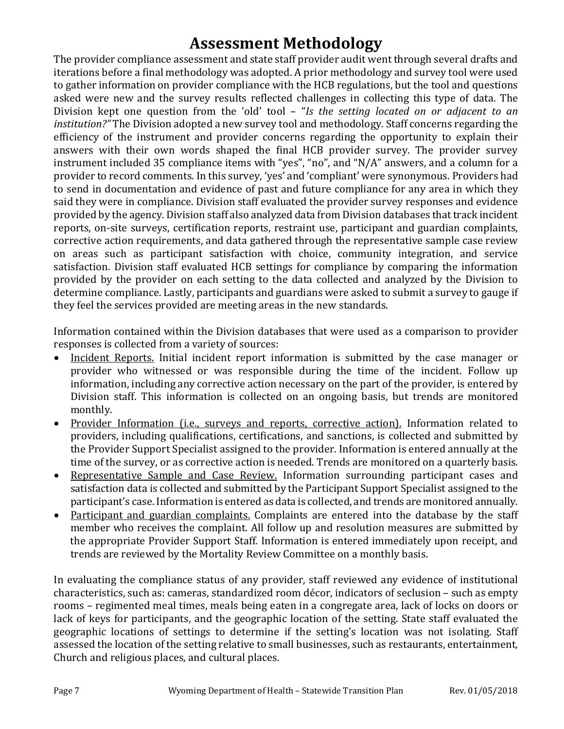# Assessment Methodology

The provider compliance assessment and state staff provider audit went through several drafts and iterations before a final methodology was adopted. A prior methodology and survey tool were used to gather information on provider compliance with the HCB regulations, but the tool and questions asked were new and the survey results reflected challenges in collecting this type of data. The Division kept one question from the 'old' tool – "*Is the setting located on or adjacent to an institution?*" The Division adopted a new survey tool and methodology. Staff concerns regarding the efficiency of the instrument and provider concerns regarding the opportunity to explain their answers with their own words shaped the final HCB provider survey. The provider survey instrument included 35 compliance items with "yes", "no", and "N/A" answers, and a column for a provider to record comments. In this survey, 'yes' and 'compliant' were synonymous. Providers had to send in documentation and evidence of past and future compliance for any area in which they said they were in compliance. Division staff evaluated the provider survey responses and evidence provided by the agency. Division staff also analyzed data from Division databases that track incident reports, on-site surveys, certification reports, restraint use, participant and guardian complaints, corrective action requirements, and data gathered through the representative sample case review on areas such as participant satisfaction with choice, community integration, and service satisfaction. Division staff evaluated HCB settings for compliance by comparing the information provided by the provider on each setting to the data collected and analyzed by the Division to determine compliance. Lastly, participants and guardians were asked to submit a survey to gauge if they feel the services provided are meeting areas in the new standards.

Information contained within the Division databases that were used as a comparison to provider responses is collected from a variety of sources:

- Incident Reports. Initial incident report information is submitted by the case manager or provider who witnessed or was responsible during the time of the incident. Follow up information, including any corrective action necessary on the part of the provider, is entered by Division staff. This information is collected on an ongoing basis, but trends are monitored monthly.
- Provider Information (i.e., surveys and reports, corrective action). Information related to providers, including qualifications, certifications, and sanctions, is collected and submitted by the Provider Support Specialist assigned to the provider. Information is entered annually at the time of the survey, or as corrective action is needed. Trends are monitored on a quarterly basis.
- Representative Sample and Case Review. Information surrounding participant cases and satisfaction data is collected and submitted by the Participant Support Specialist assigned to the participant's case. Information is entered as data is collected, and trends are monitored annually.
- Participant and guardian complaints. Complaints are entered into the database by the staff member who receives the complaint. All follow up and resolution measures are submitted by the appropriate Provider Support Staff. Information is entered immediately upon receipt, and trends are reviewed by the Mortality Review Committee on a monthly basis.

In evaluating the compliance status of any provider, staff reviewed any evidence of institutional characteristics, such as: cameras, standardized room décor, indicators of seclusion – such as empty rooms – regimented meal times, meals being eaten in a congregate area, lack of locks on doors or lack of keys for participants, and the geographic location of the setting. State staff evaluated the geographic locations of settings to determine if the setting's location was not isolating. Staff assessed the location of the setting relative to small businesses, such as restaurants, entertainment, Church and religious places, and cultural places.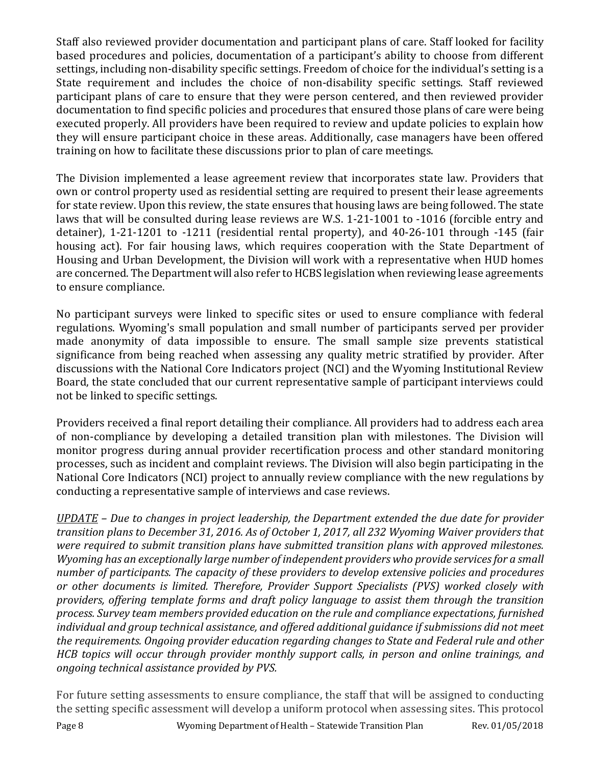Staff also reviewed provider documentation and participant plans of care. Staff looked for facility based procedures and policies, documentation of a participant's ability to choose from different settings, including non-disability specific settings. Freedom of choice for the individual's setting is a State requirement and includes the choice of non-disability specific settings. Staff reviewed participant plans of care to ensure that they were person centered, and then reviewed provider documentation to find specific policies and procedures that ensured those plans of care were being executed properly. All providers have been required to review and update policies to explain how they will ensure participant choice in these areas. Additionally, case managers have been offered training on how to facilitate these discussions prior to plan of care meetings.

The Division implemented a lease agreement review that incorporates state law. Providers that own or control property used as residential setting are required to present their lease agreements for state review. Upon this review, the state ensures that housing laws are being followed. The state laws that will be consulted during lease reviews are W.S. 1-21-1001 to -1016 (forcible entry and detainer), 1-21-1201 to -1211 (residential rental property), and 40-26-101 through -145 (fair housing act). For fair housing laws, which requires cooperation with the State Department of Housing and Urban Development, the Division will work with a representative when HUD homes are concerned. The Department will also refer to HCBS legislation when reviewing lease agreements to ensure compliance.

No participant surveys were linked to specific sites or used to ensure compliance with federal regulations. Wyoming's small population and small number of participants served per provider made anonymity of data impossible to ensure. The small sample size prevents statistical significance from being reached when assessing any quality metric stratified by provider. After discussions with the National Core Indicators project (NCI) and the Wyoming Institutional Review Board, the state concluded that our current representative sample of participant interviews could not be linked to specific settings.

Providers received a final report detailing their compliance. All providers had to address each area of non-compliance by developing a detailed transition plan with milestones. The Division will monitor progress during annual provider recertification process and other standard monitoring processes, such as incident and complaint reviews. The Division will also begin participating in the National Core Indicators (NCI) project to annually review compliance with the new regulations by conducting a representative sample of interviews and case reviews.

*<u>UPDATE</u> – Due to changes in project leadership, the Department extended the due date for provider transition plans to December 31, 2016. As of October 1, 2017, all 232 Wyoming Waiver providers that were required to submit transition plans have submitted transition plans with approved milestones. Wyoming has an exceptionally large number of independent providers who provide services for a small number of participants. The capacity of these providers to develop extensive policies and procedures or other documents is limited. Therefore, Provider Support Specialists (PVS) worked closely with providers, offering template forms and draft policy language to assist them through the transition process. Survey team members provided education on the rule and compliance expectations, furnished individual and group technical assistance, and offered additional guidance if submissions did not meet the requirements. Ongoing provider education regarding changes to State and Federal rule and other HCB topics will occur through provider monthly support calls, in person and online trainings, and ongoing technical assistance provided by PVS.*

For future setting assessments to ensure compliance, the staff that will be assigned to conducting the setting specific assessment will develop a uniform protocol when assessing sites. This protocol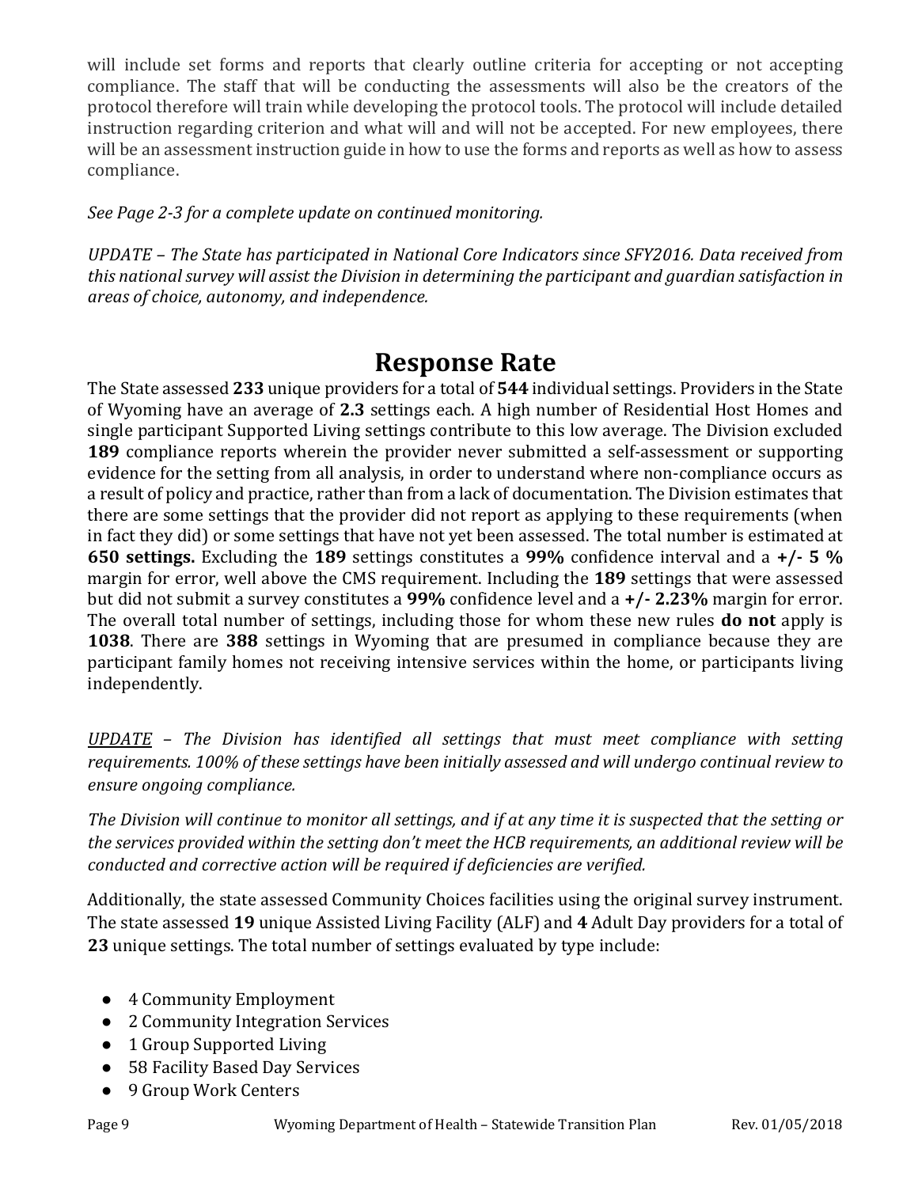will include set forms and reports that clearly outline criteria for accepting or not accepting compliance. The staff that will be conducting the assessments will also be the creators of the protocol therefore will train while developing the protocol tools. The protocol will include detailed instruction regarding criterion and what will and will not be accepted. For new employees, there will be an assessment instruction guide in how to use the forms and reports as well as how to assess compliance.

*See Page 2-3 for a complete update on continued monitoring.*

*UPDATE – The State has participated in National Core Indicators since SFY2016. Data received from this national survey will assist the Division in determining the participant and guardian satisfaction in areas of choice, autonomy, and independence.*

# Response Rate

The State assessed **233** unique providers for a total of **544** individual settings. Providers in the State of Wyoming have an average of **2.3** settings each. A high number of Residential Host Homes and single participant Supported Living settings contribute to this low average. The Division excluded **189** compliance reports wherein the provider never submitted a self-assessment or supporting evidence for the setting from all analysis, in order to understand where non-compliance occurs as a result of policy and practice, rather than from a lack of documentation. The Division estimates that there are some settings that the provider did not report as applying to these requirements (when in fact they did) or some settings that have not yet been assessed. The total number is estimated at **650 settings.** Excluding the **189** settings constitutes a **99%** confidence interval and a **+/- 5 %** margin for error, well above the CMS requirement. Including the **189** settings that were assessed but did not submit a survey constitutes a **99%** confidence level and a **+/- 2.23%** margin for error. The overall total number of settings, including those for whom these new rules **do not** apply is **1038**. There are **388** settings in Wyoming that are presumed in compliance because they are participant family homes not receiving intensive services within the home, or participants living independently.

*<u>UPDATE</u> – The Division has identified all settings that must meet compliance with setting requirements. 100% of these settings have been initially assessed and will undergo continual review to ensure ongoing compliance.*

*The Division will continue to monitor all settings, and if at any time it is suspected that the setting or the services provided within the setting don't meet the HCB requirements, an additional review will be conducted and corrective action will be required if deficiencies are verified.*

Additionally, the state assessed Community Choices facilities using the original survey instrument. The state assessed **19** unique Assisted Living Facility (ALF) and **4** Adult Day providers for a total of **23** unique settings. The total number of settings evaluated by type include:

- 4 Community Employment
- 2 Community Integration Services
- 1 Group Supported Living
- 58 Facility Based Day Services
- 9 Group Work Centers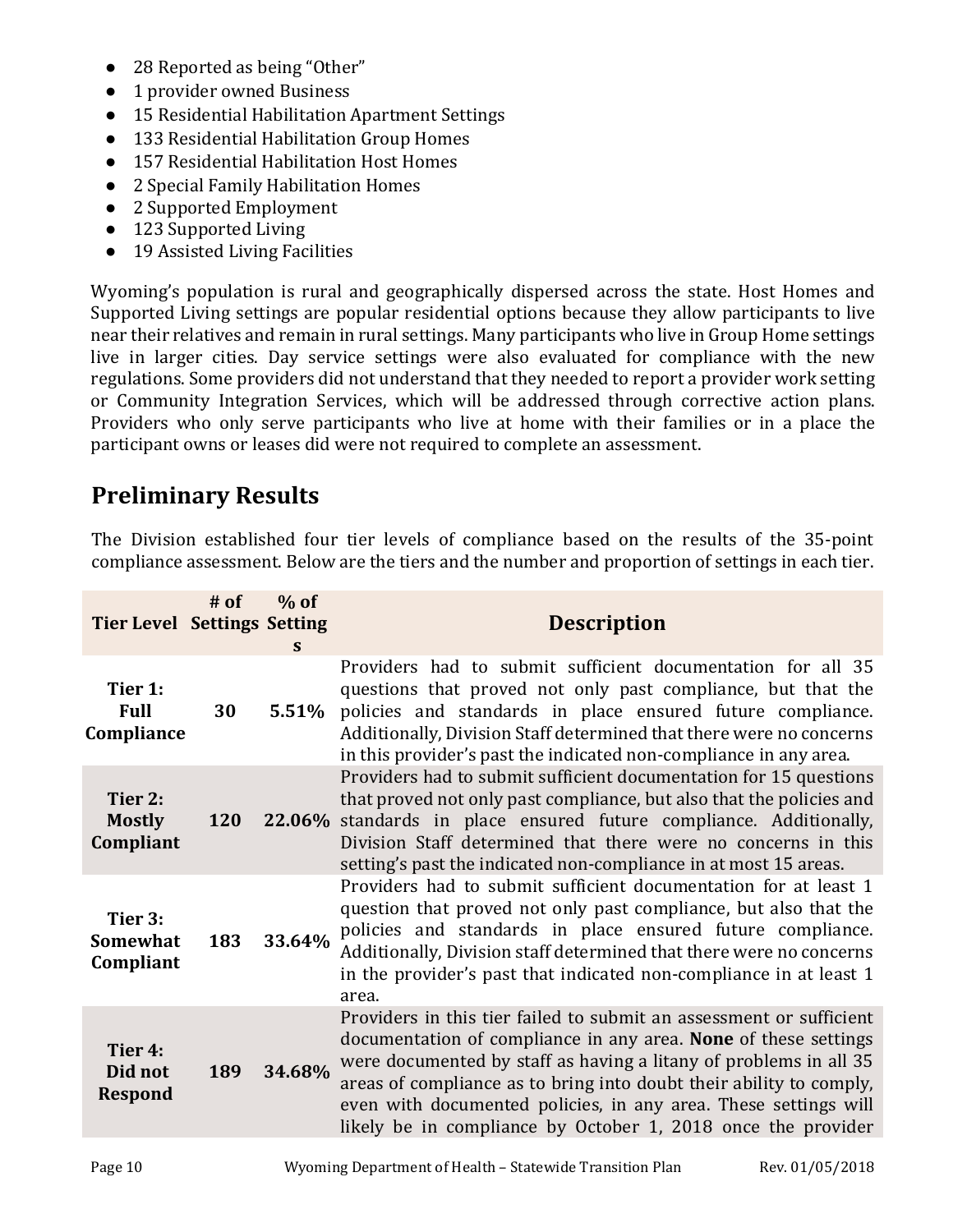- 28 Reported as being "Other"
- 1 provider owned Business
- 15 Residential Habilitation Apartment Settings
- 133 Residential Habilitation Group Homes
- 157 Residential Habilitation Host Homes
- 2 Special Family Habilitation Homes
- 2 Supported Employment
- 123 Supported Living
- 19 Assisted Living Facilities

Wyoming's population is rural and geographically dispersed across the state. Host Homes and Supported Living settings are popular residential options because they allow participants to live near their relatives and remain in rural settings. Many participants who live in Group Home settings live in larger cities. Day service settings were also evaluated for compliance with the new regulations. Some providers did not understand that they needed to report a provider work setting or Community Integration Services, which will be addressed through corrective action plans. Providers who only serve participants who live at home with their families or in a place the participant owns or leases did were not required to complete an assessment.

## Preliminary Results

The Division established four tier levels of compliance based on the results of the 35-point compliance assessment. Below are the tiers and the number and proportion of settings in each tier.

| Tier Level | # of Settings | % of Settings | Description |
|---|---|---|---|
| **Tier 1: Full Compliance** | **30** | **5.51%** | Providers had to submit sufficient documentation for all 35 questions that proved not only past compliance, but that the policies and standards in place ensured future compliance. Additionally, Division Staff determined that there were no concerns in this provider's past the indicated non-compliance in any area. |
| **Tier 2: Mostly Compliant** | **120** | **22.06%** | Providers had to submit sufficient documentation for 15 questions that proved not only past compliance, but also that the policies and standards in place ensured future compliance. Additionally, Division Staff determined that there were no concerns in this setting's past the indicated non-compliance in at most 15 areas. |
| **Tier 3: Somewhat Compliant** | **183** | **33.64%** | Providers had to submit sufficient documentation for at least 1 question that proved not only past compliance, but also that the policies and standards in place ensured future compliance. Additionally, Division staff determined that there were no concerns in the provider's past that indicated non-compliance in at least 1 area. |
| **Tier 4: Did not Respond** | **189** | **34.68%** | Providers in this tier failed to submit an assessment or sufficient documentation of compliance in any area. **None** of these settings were documented by staff as having a litany of problems in all 35 areas of compliance as to bring into doubt their ability to comply, even with documented policies, in any area. These settings will likely be in compliance by October 1, 2018 once the provider |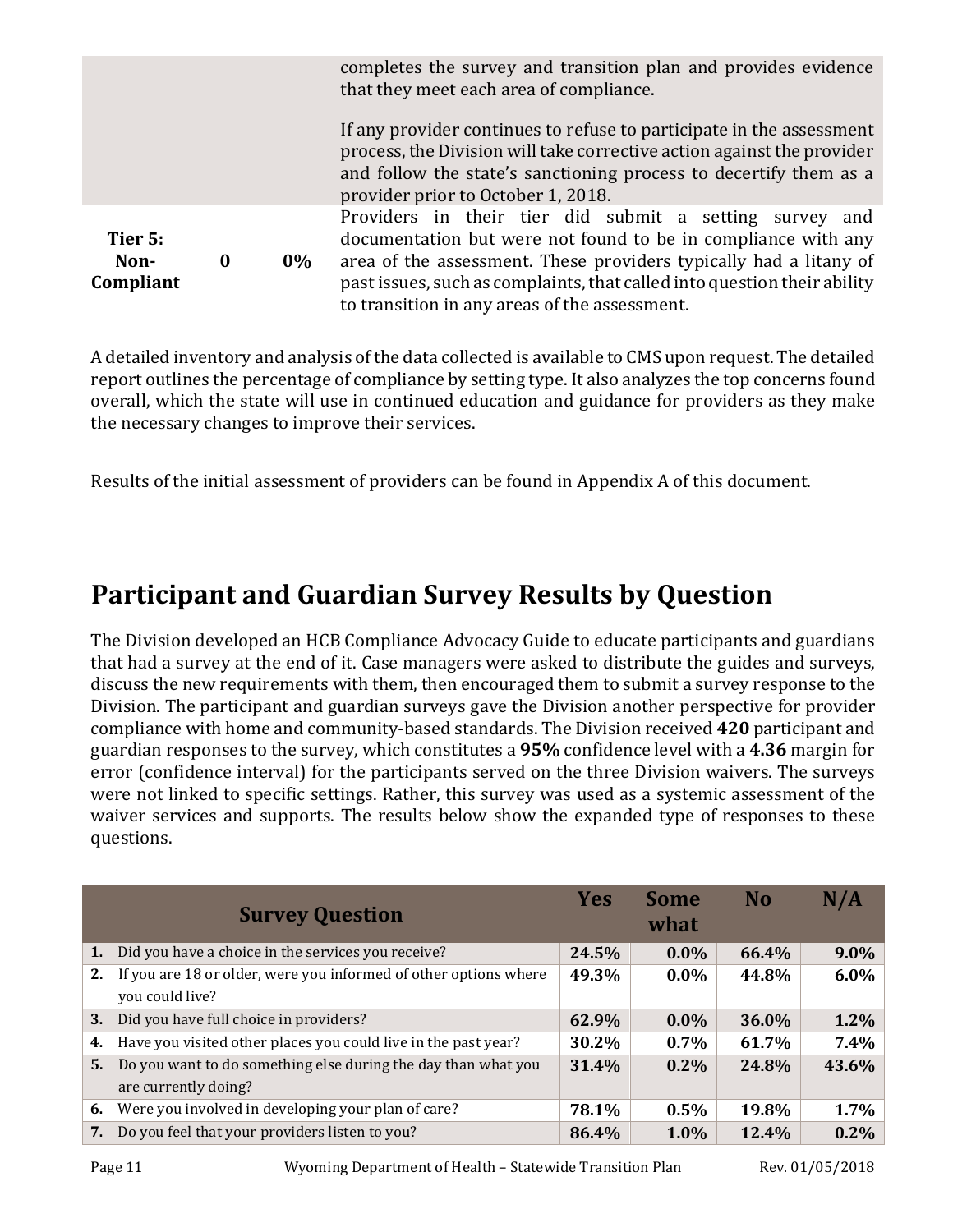| | | | |
|---|---|---|---|
| | | | completes the survey and transition plan and provides evidence that they meet each area of compliance. If any provider continues to refuse to participate in the assessment process, the Division will take corrective action against the provider and follow the state's sanctioning process to decertify them as a provider prior to October 1, 2018. |
| **Tier 5: Non-Compliant** | **0** | **0%** | Providers in their tier did submit a setting survey and documentation but were not found to be in compliance with any area of the assessment. These providers typically had a litany of past issues, such as complaints, that called into question their ability to transition in any areas of the assessment. |

A detailed inventory and analysis of the data collected is available to CMS upon request. The detailed report outlines the percentage of compliance by setting type. It also analyzes the top concerns found overall, which the state will use in continued education and guidance for providers as they make the necessary changes to improve their services.

Results of the initial assessment of providers can be found in Appendix A of this document.

## Participant and Guardian Survey Results by Question

The Division developed an HCB Compliance Advocacy Guide to educate participants and guardians that had a survey at the end of it. Case managers were asked to distribute the guides and surveys, discuss the new requirements with them, then encouraged them to submit a survey response to the Division. The participant and guardian surveys gave the Division another perspective for provider compliance with home and community-based standards. The Division received **420** participant and guardian responses to the survey, which constitutes a **95%** confidence level with a **4.36** margin for error (confidence interval) for the participants served on the three Division waivers. The surveys were not linked to specific settings. Rather, this survey was used as a systemic assessment of the waiver services and supports. The results below show the expanded type of responses to these questions.

| Survey Question | Yes | Some what | No | N/A |
|---|---|---|---|---|
| **1.** Did you have a choice in the services you receive? | **24.5%** | **0.0%** | **66.4%** | **9.0%** |
| **2.** If you are 18 or older, were you informed of other options where you could live? | **49.3%** | **0.0%** | **44.8%** | **6.0%** |
| **3.** Did you have full choice in providers? | **62.9%** | **0.0%** | **36.0%** | **1.2%** |
| **4.** Have you visited other places you could live in the past year? | **30.2%** | **0.7%** | **61.7%** | **7.4%** |
| **5.** Do you want to do something else during the day than what you are currently doing? | **31.4%** | **0.2%** | **24.8%** | **43.6%** |
| **6.** Were you involved in developing your plan of care? | **78.1%** | **0.5%** | **19.8%** | **1.7%** |
| **7.** Do you feel that your providers listen to you? | **86.4%** | **1.0%** | **12.4%** | **0.2%** |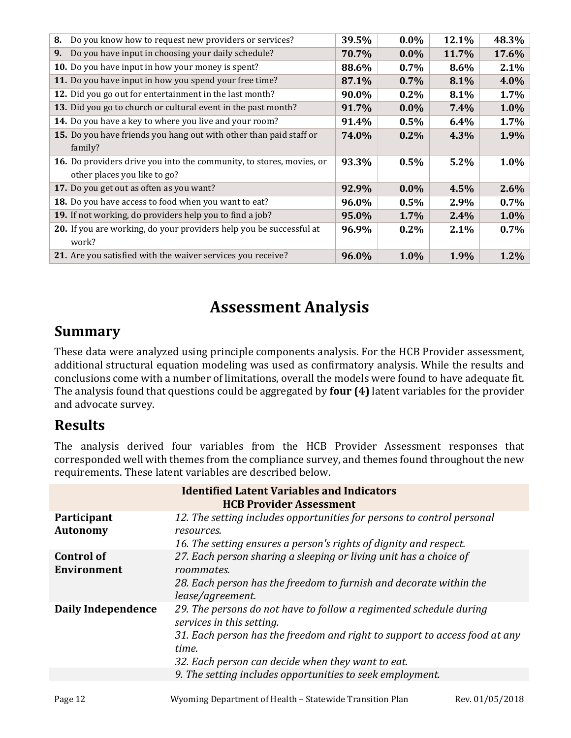| | | | | |
|---|---|---|---|---|
| **8.** Do you know how to request new providers or services? | **39.5%** | **0.0%** | **12.1%** | **48.3%** |
| **9.** Do you have input in choosing your daily schedule? | **70.7%** | **0.0%** | **11.7%** | **17.6%** |
| **10.** Do you have input in how your money is spent? | **88.6%** | **0.7%** | **8.6%** | **2.1%** |
| **11.** Do you have input in how you spend your free time? | **87.1%** | **0.7%** | **8.1%** | **4.0%** |
| **12.** Did you go out for entertainment in the last month? | **90.0%** | **0.2%** | **8.1%** | **1.7%** |
| **13.** Did you go to church or cultural event in the past month? | **91.7%** | **0.0%** | **7.4%** | **1.0%** |
| **14.** Do you have a key to where you live and your room? | **91.4%** | **0.5%** | **6.4%** | **1.7%** |
| **15.** Do you have friends you hang out with other than paid staff or family? | **74.0%** | **0.2%** | **4.3%** | **1.9%** |
| **16.** Do providers drive you into the community, to stores, movies, or other places you like to go? | **93.3%** | **0.5%** | **5.2%** | **1.0%** |
| **17.** Do you get out as often as you want? | **92.9%** | **0.0%** | **4.5%** | **2.6%** |
| **18.** Do you have access to food when you want to eat? | **96.0%** | **0.5%** | **2.9%** | **0.7%** |
| **19.** If not working, do providers help you to find a job? | **95.0%** | **1.7%** | **2.4%** | **1.0%** |
| **20.** If you are working, do your providers help you be successful at work? | **96.9%** | **0.2%** | **2.1%** | **0.7%** |
| **21.** Are you satisfied with the waiver services you receive? | **96.0%** | **1.0%** | **1.9%** | **1.2%** |

# Assessment Analysis

## Summary

These data were analyzed using principle components analysis. For the HCB Provider assessment, additional structural equation modeling was used as confirmatory analysis. While the results and conclusions come with a number of limitations, overall the models were found to have adequate fit. The analysis found that questions could be aggregated by **four (4)** latent variables for the provider and advocate survey.

## Results

The analysis derived four variables from the HCB Provider Assessment responses that corresponded well with themes from the compliance survey, and themes found throughout the new requirements. These latent variables are described below.

| **Identified Latent Variables and Indicators HCB Provider Assessment** | |
|---|---|
| **Participant Autonomy** | *12. The setting includes opportunities for persons to control personal resources.*<br>*16. The setting ensures a person's rights of dignity and respect.* |
| **Control of Environment** | *27. Each person sharing a sleeping or living unit has a choice of roommates.*<br>*28. Each person has the freedom to furnish and decorate within the lease/agreement.* |
| **Daily Independence** | *29. The persons do not have to follow a regimented schedule during services in this setting.*<br>*31. Each person has the freedom and right to support to access food at any time.*<br>*32. Each person can decide when they want to eat.* |
| | *9. The setting includes opportunities to seek employment.* |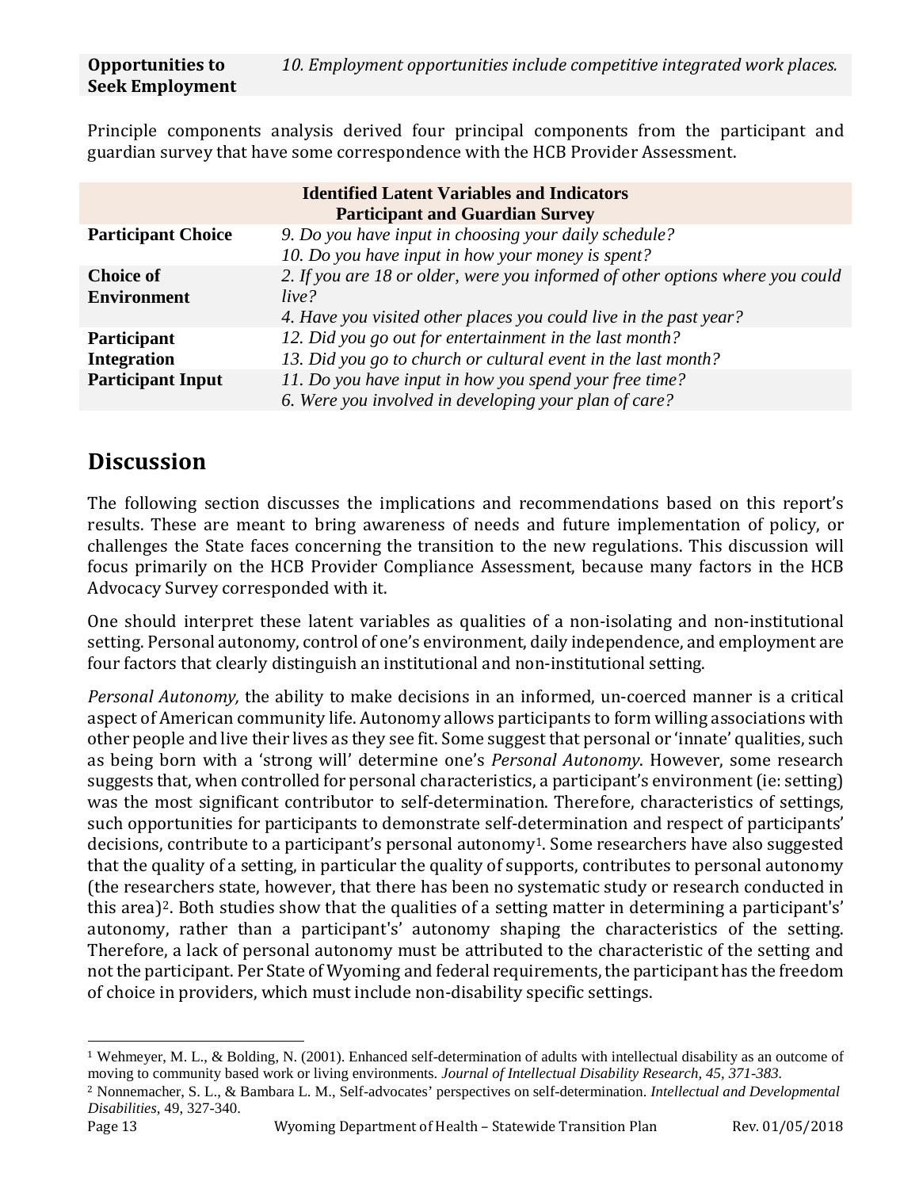| | |
|---|---|
| **Opportunities to Seek Employment** | *10. Employment opportunities include competitive integrated work places.* |

Principle components analysis derived four principal components from the participant and guardian survey that have some correspondence with the HCB Provider Assessment.

| **Identified Latent Variables and Indicators Participant and Guardian Survey** | |
|---|---|
| **Participant Choice** | *9. Do you have input in choosing your daily schedule?* <br> *10. Do you have input in how your money is spent?* |
| **Choice of Environment** | *2. If you are 18 or older, were you informed of other options where you could live?* <br> *4. Have you visited other places you could live in the past year?* |
| **Participant Integration** | *12. Did you go out for entertainment in the last month?* <br> *13. Did you go to church or cultural event in the last month?* |
| **Participant Input** | *11. Do you have input in how you spend your free time?* <br> *6. Were you involved in developing your plan of care?* |

## Discussion

The following section discusses the implications and recommendations based on this report's results. These are meant to bring awareness of needs and future implementation of policy, or challenges the State faces concerning the transition to the new regulations. This discussion will focus primarily on the HCB Provider Compliance Assessment, because many factors in the HCB Advocacy Survey corresponded with it.

One should interpret these latent variables as qualities of a non-isolating and non-institutional setting. Personal autonomy, control of one's environment, daily independence, and employment are four factors that clearly distinguish an institutional and non-institutional setting.

*Personal Autonomy,* the ability to make decisions in an informed, un-coerced manner is a critical aspect of American community life. Autonomy allows participants to form willing associations with other people and live their lives as they see fit. Some suggest that personal or 'innate' qualities, such as being born with a 'strong will' determine one's *Personal Autonomy*. However, some research suggests that, when controlled for personal characteristics, a participant's environment (ie: setting) was the most significant contributor to self-determination. Therefore, characteristics of settings, such opportunities for participants to demonstrate self-determination and respect of participants' decisions, contribute to a participant's personal autonomy[1]. Some researchers have also suggested that the quality of a setting, in particular the quality of supports, contributes to personal autonomy (the researchers state, however, that there has been no systematic study or research conducted in this area)[2]. Both studies show that the qualities of a setting matter in determining a participant's' autonomy, rather than a participant's' autonomy shaping the characteristics of the setting. Therefore, a lack of personal autonomy must be attributed to the characteristic of the setting and not the participant. Per State of Wyoming and federal requirements, the participant has the freedom of choice in providers, which must include non-disability specific settings.

---

[1] Wehmeyer, M. L., & Bolding, N. (2001). Enhanced self-determination of adults with intellectual disability as an outcome of moving to community based work or living environments. *Journal of Intellectual Disability Research, 45, 371-383.*

[2] Nonnemacher, S. L., & Bambara L. M., Self-advocates' perspectives on self-determination. *Intellectual and Developmental Disabilities*, 49, 327-340.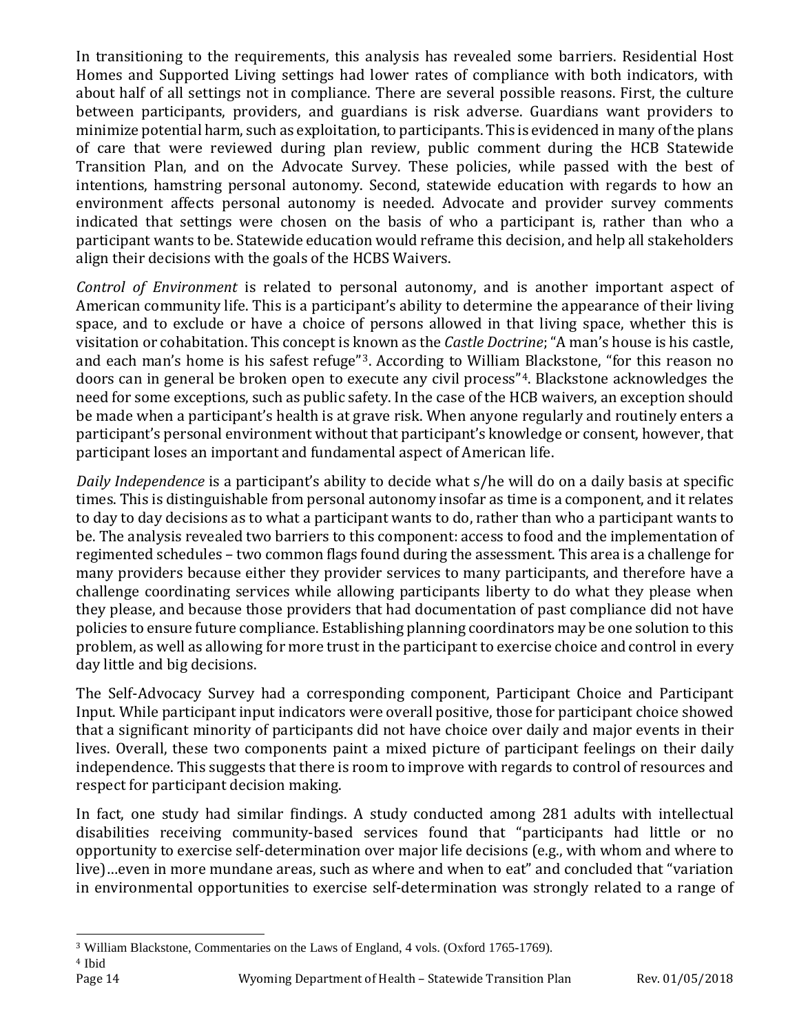In transitioning to the requirements, this analysis has revealed some barriers. Residential Host Homes and Supported Living settings had lower rates of compliance with both indicators, with about half of all settings not in compliance. There are several possible reasons. First, the culture between participants, providers, and guardians is risk adverse. Guardians want providers to minimize potential harm, such as exploitation, to participants. This is evidenced in many of the plans of care that were reviewed during plan review, public comment during the HCB Statewide Transition Plan, and on the Advocate Survey. These policies, while passed with the best of intentions, hamstring personal autonomy. Second, statewide education with regards to how an environment affects personal autonomy is needed. Advocate and provider survey comments indicated that settings were chosen on the basis of who a participant is, rather than who a participant wants to be. Statewide education would reframe this decision, and help all stakeholders align their decisions with the goals of the HCBS Waivers.

*Control of Environment* is related to personal autonomy, and is another important aspect of American community life. This is a participant's ability to determine the appearance of their living space, and to exclude or have a choice of persons allowed in that living space, whether this is visitation or cohabitation. This concept is known as the *Castle Doctrine*; "A man's house is his castle, and each man's home is his safest refuge"[3]. According to William Blackstone, "for this reason no doors can in general be broken open to execute any civil process"[4]. Blackstone acknowledges the need for some exceptions, such as public safety. In the case of the HCB waivers, an exception should be made when a participant's health is at grave risk. When anyone regularly and routinely enters a participant's personal environment without that participant's knowledge or consent, however, that participant loses an important and fundamental aspect of American life.

*Daily Independence* is a participant's ability to decide what s/he will do on a daily basis at specific times. This is distinguishable from personal autonomy insofar as time is a component, and it relates to day to day decisions as to what a participant wants to do, rather than who a participant wants to be. The analysis revealed two barriers to this component: access to food and the implementation of regimented schedules – two common flags found during the assessment. This area is a challenge for many providers because either they provider services to many participants, and therefore have a challenge coordinating services while allowing participants liberty to do what they please when they please, and because those providers that had documentation of past compliance did not have policies to ensure future compliance. Establishing planning coordinators may be one solution to this problem, as well as allowing for more trust in the participant to exercise choice and control in every day little and big decisions.

The Self-Advocacy Survey had a corresponding component, Participant Choice and Participant Input. While participant input indicators were overall positive, those for participant choice showed that a significant minority of participants did not have choice over daily and major events in their lives. Overall, these two components paint a mixed picture of participant feelings on their daily independence. This suggests that there is room to improve with regards to control of resources and respect for participant decision making.

In fact, one study had similar findings. A study conducted among 281 adults with intellectual disabilities receiving community-based services found that "participants had little or no opportunity to exercise self-determination over major life decisions (e.g., with whom and where to live)…even in more mundane areas, such as where and when to eat" and concluded that "variation in environmental opportunities to exercise self-determination was strongly related to a range of

---

[3] William Blackstone, Commentaries on the Laws of England, 4 vols. (Oxford 1765-1769).

[4] Ibid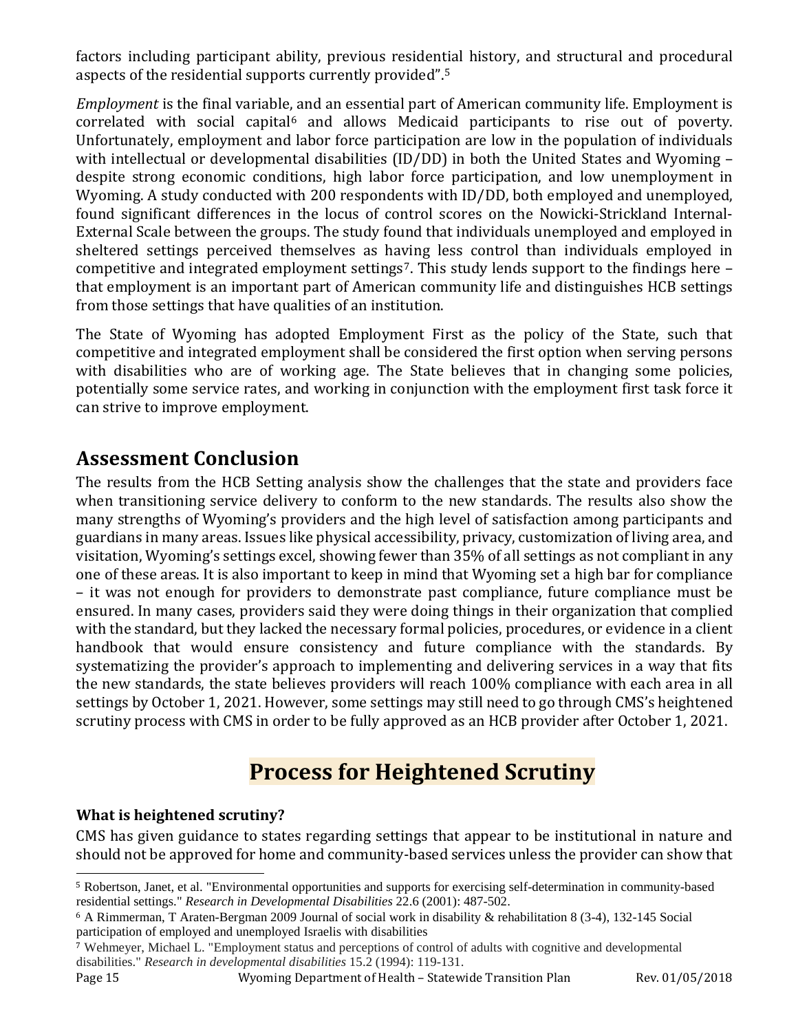factors including participant ability, previous residential history, and structural and procedural aspects of the residential supports currently provided".[5]

*Employment* is the final variable, and an essential part of American community life. Employment is correlated with social capital[6] and allows Medicaid participants to rise out of poverty. Unfortunately, employment and labor force participation are low in the population of individuals with intellectual or developmental disabilities (ID/DD) in both the United States and Wyoming – despite strong economic conditions, high labor force participation, and low unemployment in Wyoming. A study conducted with 200 respondents with ID/DD, both employed and unemployed, found significant differences in the locus of control scores on the Nowicki-Strickland Internal-External Scale between the groups. The study found that individuals unemployed and employed in sheltered settings perceived themselves as having less control than individuals employed in competitive and integrated employment settings[7]. This study lends support to the findings here – that employment is an important part of American community life and distinguishes HCB settings from those settings that have qualities of an institution.

The State of Wyoming has adopted Employment First as the policy of the State, such that competitive and integrated employment shall be considered the first option when serving persons with disabilities who are of working age. The State believes that in changing some policies, potentially some service rates, and working in conjunction with the employment first task force it can strive to improve employment.

## Assessment Conclusion

The results from the HCB Setting analysis show the challenges that the state and providers face when transitioning service delivery to conform to the new standards. The results also show the many strengths of Wyoming's providers and the high level of satisfaction among participants and guardians in many areas. Issues like physical accessibility, privacy, customization of living area, and visitation, Wyoming's settings excel, showing fewer than 35% of all settings as not compliant in any one of these areas. It is also important to keep in mind that Wyoming set a high bar for compliance – it was not enough for providers to demonstrate past compliance, future compliance must be ensured. In many cases, providers said they were doing things in their organization that complied with the standard, but they lacked the necessary formal policies, procedures, or evidence in a client handbook that would ensure consistency and future compliance with the standards. By systematizing the provider's approach to implementing and delivering services in a way that fits the new standards, the state believes providers will reach 100% compliance with each area in all settings by October 1, 2021. However, some settings may still need to go through CMS's heightened scrutiny process with CMS in order to be fully approved as an HCB provider after October 1, 2021.

# Process for Heightened Scrutiny

**What is heightened scrutiny?**

CMS has given guidance to states regarding settings that appear to be institutional in nature and should not be approved for home and community-based services unless the provider can show that

---

[5] Robertson, Janet, et al. "Environmental opportunities and supports for exercising self-determination in community-based residential settings." *Research in Developmental Disabilities* 22.6 (2001): 487-502.

[6] A Rimmerman, T Araten-Bergman 2009 Journal of social work in disability & rehabilitation 8 (3-4), 132-145 Social participation of employed and unemployed Israelis with disabilities

[7] Wehmeyer, Michael L. "Employment status and perceptions of control of adults with cognitive and developmental disabilities." *Research in developmental disabilities* 15.2 (1994): 119-131.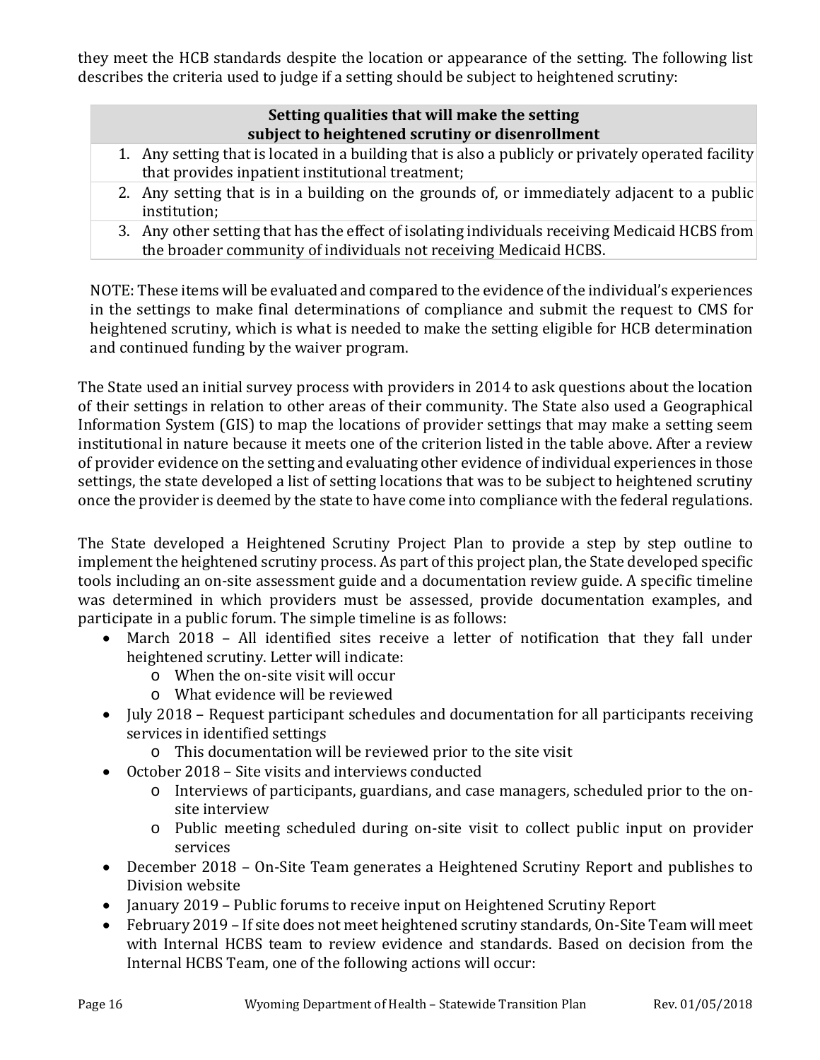they meet the HCB standards despite the location or appearance of the setting. The following list describes the criteria used to judge if a setting should be subject to heightened scrutiny:

| Setting qualities that will make the setting subject to heightened scrutiny or disenrollment |
|---|
| 1. Any setting that is located in a building that is also a publicly or privately operated facility that provides inpatient institutional treatment; |
| 2. Any setting that is in a building on the grounds of, or immediately adjacent to a public institution; |
| 3. Any other setting that has the effect of isolating individuals receiving Medicaid HCBS from the broader community of individuals not receiving Medicaid HCBS. |

NOTE: These items will be evaluated and compared to the evidence of the individual's experiences in the settings to make final determinations of compliance and submit the request to CMS for heightened scrutiny, which is what is needed to make the setting eligible for HCB determination and continued funding by the waiver program.

The State used an initial survey process with providers in 2014 to ask questions about the location of their settings in relation to other areas of their community. The State also used a Geographical Information System (GIS) to map the locations of provider settings that may make a setting seem institutional in nature because it meets one of the criterion listed in the table above. After a review of provider evidence on the setting and evaluating other evidence of individual experiences in those settings, the state developed a list of setting locations that was to be subject to heightened scrutiny once the provider is deemed by the state to have come into compliance with the federal regulations.

The State developed a Heightened Scrutiny Project Plan to provide a step by step outline to implement the heightened scrutiny process. As part of this project plan, the State developed specific tools including an on-site assessment guide and a documentation review guide. A specific timeline was determined in which providers must be assessed, provide documentation examples, and participate in a public forum. The simple timeline is as follows:

- March 2018 – All identified sites receive a letter of notification that they fall under heightened scrutiny. Letter will indicate:
  - When the on-site visit will occur
  - What evidence will be reviewed
- July 2018 – Request participant schedules and documentation for all participants receiving services in identified settings
  - This documentation will be reviewed prior to the site visit
- October 2018 – Site visits and interviews conducted
  - Interviews of participants, guardians, and case managers, scheduled prior to the on-site interview
  - Public meeting scheduled during on-site visit to collect public input on provider services
- December 2018 – On-Site Team generates a Heightened Scrutiny Report and publishes to Division website
- January 2019 – Public forums to receive input on Heightened Scrutiny Report
- February 2019 – If site does not meet heightened scrutiny standards, On-Site Team will meet with Internal HCBS team to review evidence and standards. Based on decision from the Internal HCBS Team, one of the following actions will occur: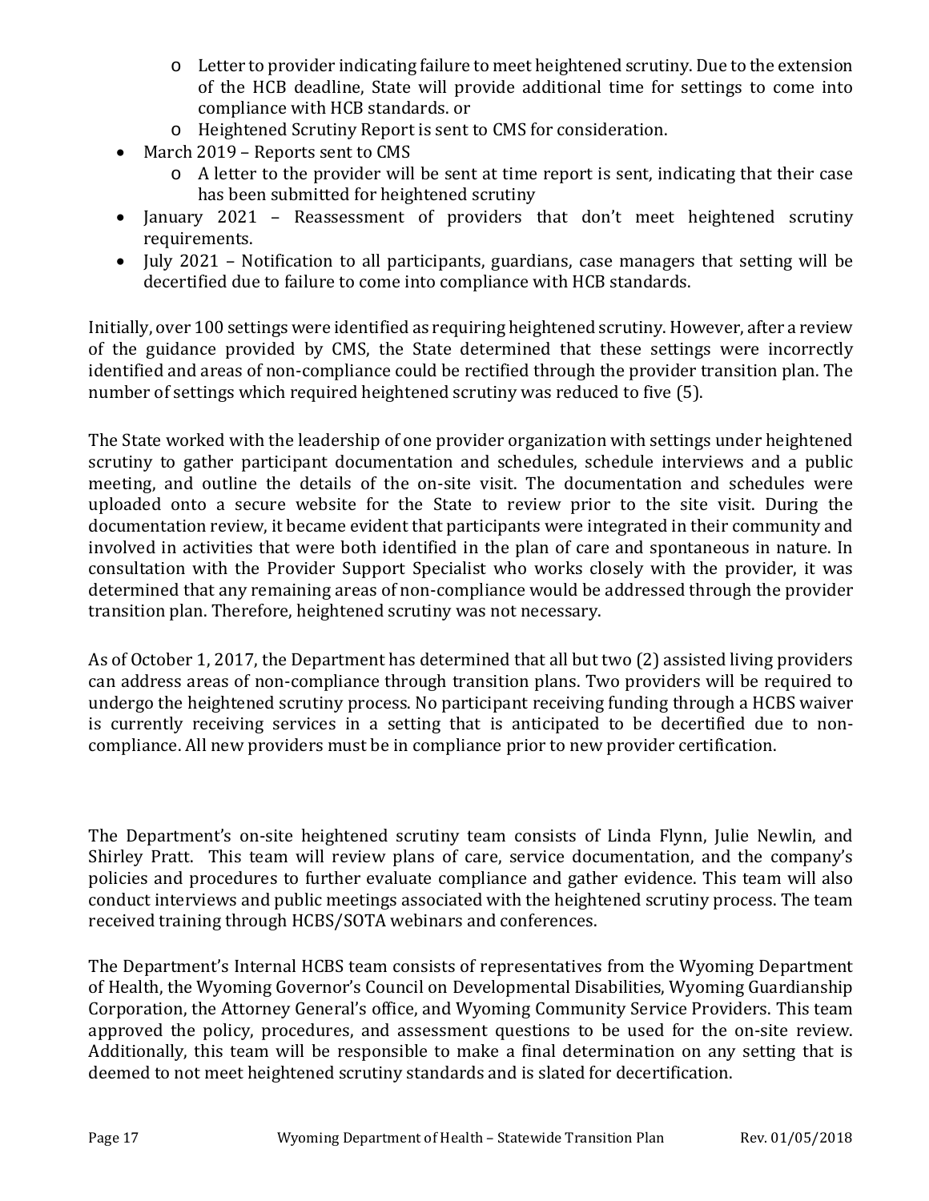- Letter to provider indicating failure to meet heightened scrutiny. Due to the extension of the HCB deadline, State will provide additional time for settings to come into compliance with HCB standards. or
  - Heightened Scrutiny Report is sent to CMS for consideration.
- March 2019 – Reports sent to CMS
  - A letter to the provider will be sent at time report is sent, indicating that their case has been submitted for heightened scrutiny
- January 2021 – Reassessment of providers that don't meet heightened scrutiny requirements.
- July 2021 – Notification to all participants, guardians, case managers that setting will be decertified due to failure to come into compliance with HCB standards.

Initially, over 100 settings were identified as requiring heightened scrutiny. However, after a review of the guidance provided by CMS, the State determined that these settings were incorrectly identified and areas of non-compliance could be rectified through the provider transition plan. The number of settings which required heightened scrutiny was reduced to five (5).

The State worked with the leadership of one provider organization with settings under heightened scrutiny to gather participant documentation and schedules, schedule interviews and a public meeting, and outline the details of the on-site visit. The documentation and schedules were uploaded onto a secure website for the State to review prior to the site visit. During the documentation review, it became evident that participants were integrated in their community and involved in activities that were both identified in the plan of care and spontaneous in nature. In consultation with the Provider Support Specialist who works closely with the provider, it was determined that any remaining areas of non-compliance would be addressed through the provider transition plan. Therefore, heightened scrutiny was not necessary.

As of October 1, 2017, the Department has determined that all but two (2) assisted living providers can address areas of non-compliance through transition plans. Two providers will be required to undergo the heightened scrutiny process. No participant receiving funding through a HCBS waiver is currently receiving services in a setting that is anticipated to be decertified due to non-compliance. All new providers must be in compliance prior to new provider certification.

The Department's on-site heightened scrutiny team consists of Linda Flynn, Julie Newlin, and Shirley Pratt. This team will review plans of care, service documentation, and the company's policies and procedures to further evaluate compliance and gather evidence. This team will also conduct interviews and public meetings associated with the heightened scrutiny process. The team received training through HCBS/SOTA webinars and conferences.

The Department's Internal HCBS team consists of representatives from the Wyoming Department of Health, the Wyoming Governor's Council on Developmental Disabilities, Wyoming Guardianship Corporation, the Attorney General's office, and Wyoming Community Service Providers. This team approved the policy, procedures, and assessment questions to be used for the on-site review. Additionally, this team will be responsible to make a final determination on any setting that is deemed to not meet heightened scrutiny standards and is slated for decertification.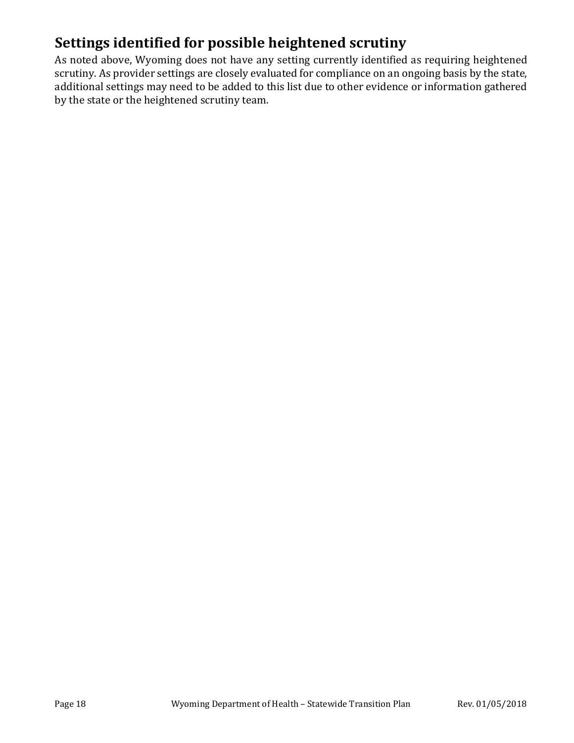## Settings identified for possible heightened scrutiny

As noted above, Wyoming does not have any setting currently identified as requiring heightened scrutiny. As provider settings are closely evaluated for compliance on an ongoing basis by the state, additional settings may need to be added to this list due to other evidence or information gathered by the state or the heightened scrutiny team.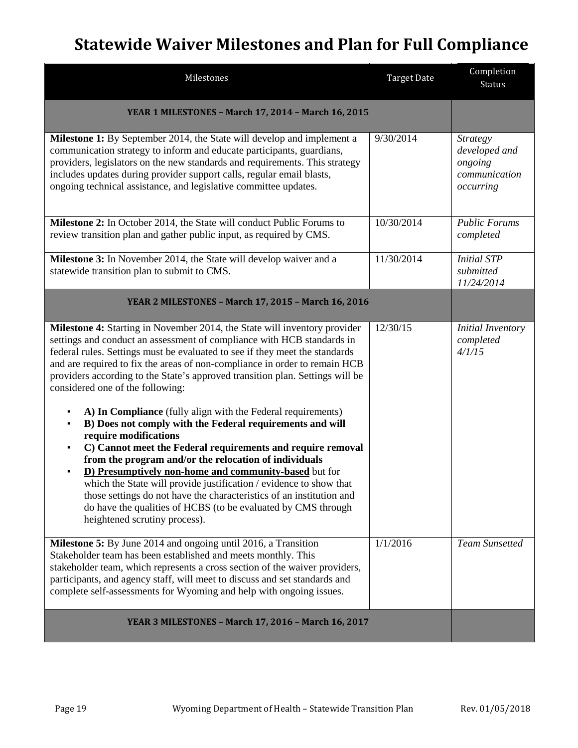# Statewide Waiver Milestones and Plan for Full Compliance

| Milestones | Target Date | Completion Status |
|---|---|---|
| **YEAR 1 MILESTONES – March 17, 2014 – March 16, 2015** | | |
| **Milestone 1:** By September 2014, the State will develop and implement a communication strategy to inform and educate participants, guardians, providers, legislators on the new standards and requirements. This strategy includes updates during provider support calls, regular email blasts, ongoing technical assistance, and legislative committee updates. | 9/30/2014 | *Strategy developed and ongoing communication occurring* |
| **Milestone 2:** In October 2014, the State will conduct Public Forums to review transition plan and gather public input, as required by CMS. | 10/30/2014 | *Public Forums completed* |
| **Milestone 3:** In November 2014, the State will develop waiver and a statewide transition plan to submit to CMS. | 11/30/2014 | *Initial STP submitted 11/24/2014* |
| **YEAR 2 MILESTONES – March 17, 2015 – March 16, 2016** | | |
| **Milestone 4:** Starting in November 2014, the State will inventory provider settings and conduct an assessment of compliance with HCB standards in federal rules. Settings must be evaluated to see if they meet the standards and are required to fix the areas of non-compliance in order to remain HCB providers according to the State's approved transition plan. Settings will be considered one of the following:<br>▪ **A) In Compliance** (fully align with the Federal requirements)<br>▪ **B) Does not comply with the Federal requirements and will require modifications**<br>▪ **C) Cannot meet the Federal requirements and require removal from the program and/or the relocation of individuals**<br>▪ <u>**D) Presumptively non-home and community-based**</u> but for which the State will provide justification / evidence to show that those settings do not have the characteristics of an institution and do have the qualities of HCBS (to be evaluated by CMS through heightened scrutiny process). | 12/30/15 | *Initial Inventory completed 4/1/15* |
| **Milestone 5:** By June 2014 and ongoing until 2016, a Transition Stakeholder team has been established and meets monthly. This stakeholder team, which represents a cross section of the waiver providers, participants, and agency staff, will meet to discuss and set standards and complete self-assessments for Wyoming and help with ongoing issues. | 1/1/2016 | *Team Sunsetted* |
| **YEAR 3 MILESTONES – March 17, 2016 – March 16, 2017** | | |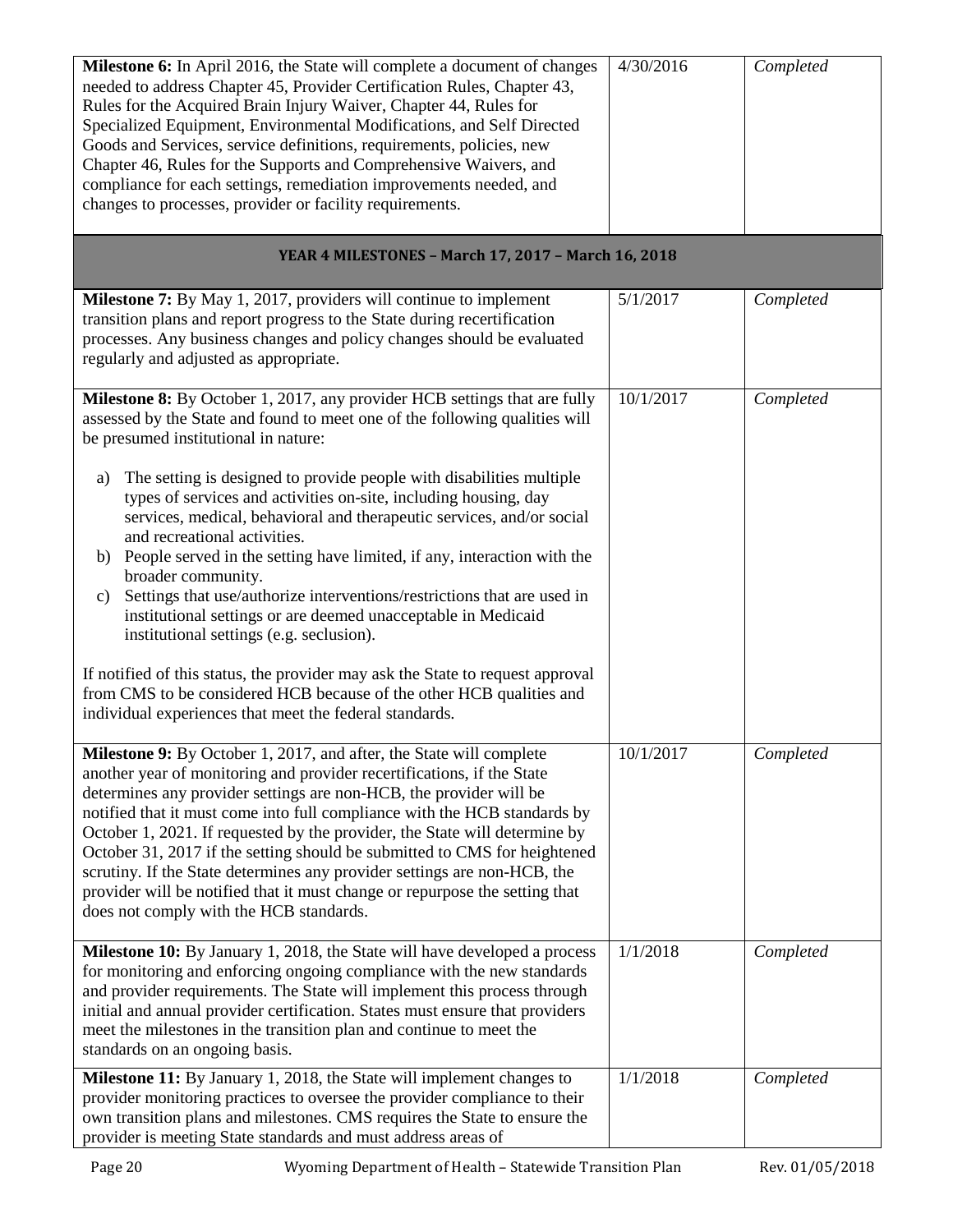| | | |
|---|---|---|
| **Milestone 6:** In April 2016, the State will complete a document of changes needed to address Chapter 45, Provider Certification Rules, Chapter 43, Rules for the Acquired Brain Injury Waiver, Chapter 44, Rules for Specialized Equipment, Environmental Modifications, and Self Directed Goods and Services, service definitions, requirements, policies, new Chapter 46, Rules for the Supports and Comprehensive Waivers, and compliance for each settings, remediation improvements needed, and changes to processes, provider or facility requirements. | 4/30/2016 | *Completed* |
| **YEAR 4 MILESTONES – March 17, 2017 – March 16, 2018** | | |
| **Milestone 7:** By May 1, 2017, providers will continue to implement transition plans and report progress to the State during recertification processes. Any business changes and policy changes should be evaluated regularly and adjusted as appropriate. | 5/1/2017 | *Completed* |
| **Milestone 8:** By October 1, 2017, any provider HCB settings that are fully assessed by the State and found to meet one of the following qualities will be presumed institutional in nature:<br><br>a) The setting is designed to provide people with disabilities multiple types of services and activities on-site, including housing, day services, medical, behavioral and therapeutic services, and/or social and recreational activities.<br>b) People served in the setting have limited, if any, interaction with the broader community.<br>c) Settings that use/authorize interventions/restrictions that are used in institutional settings or are deemed unacceptable in Medicaid institutional settings (e.g. seclusion).<br><br>If notified of this status, the provider may ask the State to request approval from CMS to be considered HCB because of the other HCB qualities and individual experiences that meet the federal standards. | 10/1/2017 | *Completed* |
| **Milestone 9:** By October 1, 2017, and after, the State will complete another year of monitoring and provider recertifications, if the State determines any provider settings are non-HCB, the provider will be notified that it must come into full compliance with the HCB standards by October 1, 2021. If requested by the provider, the State will determine by October 31, 2017 if the setting should be submitted to CMS for heightened scrutiny. If the State determines any provider settings are non-HCB, the provider will be notified that it must change or repurpose the setting that does not comply with the HCB standards. | 10/1/2017 | *Completed* |
| **Milestone 10:** By January 1, 2018, the State will have developed a process for monitoring and enforcing ongoing compliance with the new standards and provider requirements. The State will implement this process through initial and annual provider certification. States must ensure that providers meet the milestones in the transition plan and continue to meet the standards on an ongoing basis. | 1/1/2018 | *Completed* |
| **Milestone 11:** By January 1, 2018, the State will implement changes to provider monitoring practices to oversee the provider compliance to their own transition plans and milestones. CMS requires the State to ensure the provider is meeting State standards and must address areas of | 1/1/2018 | *Completed* |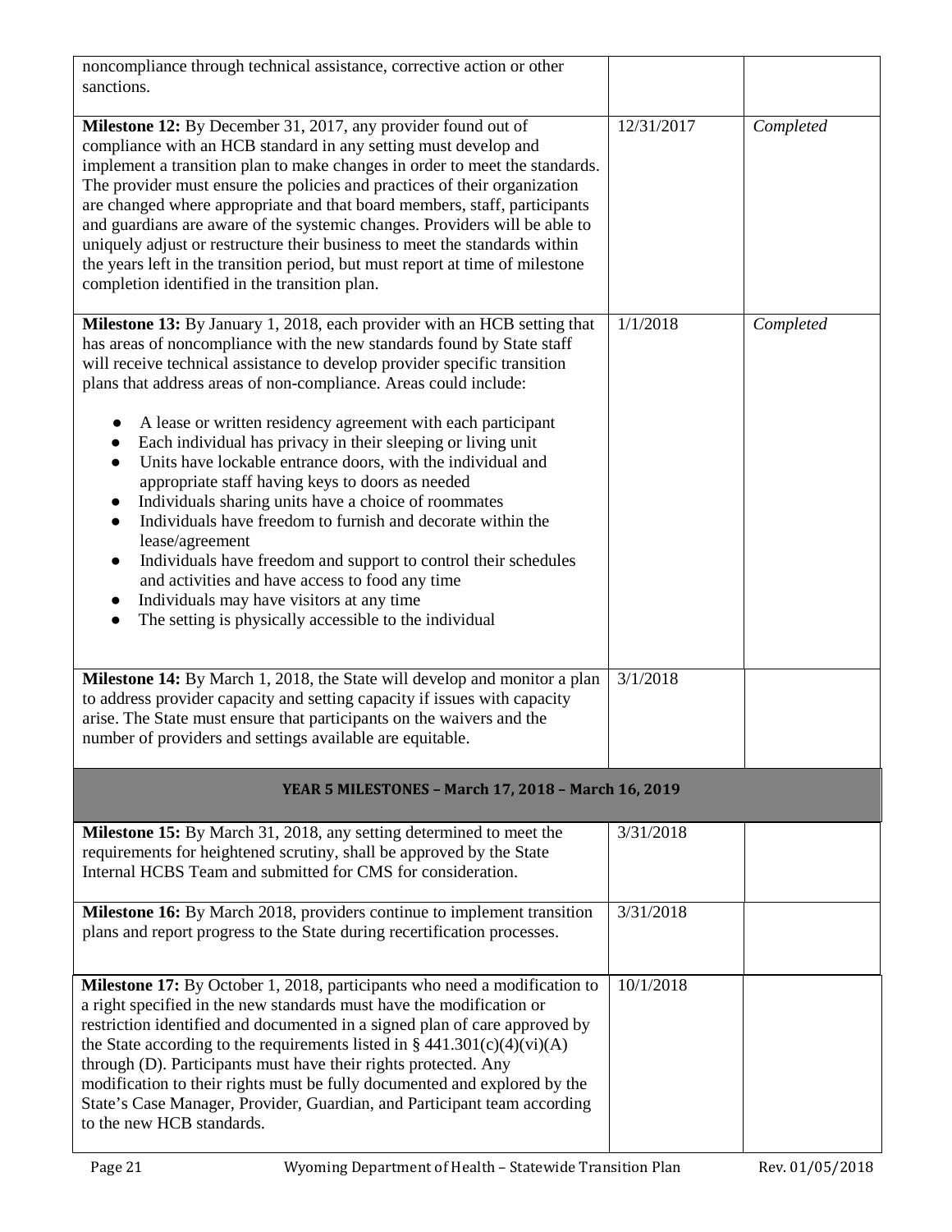| | | |
|---|---|---|
| noncompliance through technical assistance, corrective action or other sanctions. | | |
| **Milestone 12:** By December 31, 2017, any provider found out of compliance with an HCB standard in any setting must develop and implement a transition plan to make changes in order to meet the standards. The provider must ensure the policies and practices of their organization are changed where appropriate and that board members, staff, participants and guardians are aware of the systemic changes. Providers will be able to uniquely adjust or restructure their business to meet the standards within the years left in the transition period, but must report at time of milestone completion identified in the transition plan. | 12/31/2017 | *Completed* |
| **Milestone 13:** By January 1, 2018, each provider with an HCB setting that has areas of noncompliance with the new standards found by State staff will receive technical assistance to develop provider specific transition plans that address areas of non-compliance. Areas could include: <br>● A lease or written residency agreement with each participant <br>● Each individual has privacy in their sleeping or living unit <br>● Units have lockable entrance doors, with the individual and appropriate staff having keys to doors as needed <br>● Individuals sharing units have a choice of roommates <br>● Individuals have freedom to furnish and decorate within the lease/agreement <br>● Individuals have freedom and support to control their schedules and activities and have access to food any time <br>● Individuals may have visitors at any time <br>● The setting is physically accessible to the individual | 1/1/2018 | *Completed* |
| **Milestone 14:** By March 1, 2018, the State will develop and monitor a plan to address provider capacity and setting capacity if issues with capacity arise. The State must ensure that participants on the waivers and the number of providers and settings available are equitable. | 3/1/2018 | |
| **YEAR 5 MILESTONES – March 17, 2018 – March 16, 2019** | | |
| **Milestone 15:** By March 31, 2018, any setting determined to meet the requirements for heightened scrutiny, shall be approved by the State Internal HCBS Team and submitted for CMS for consideration. | 3/31/2018 | |
| **Milestone 16:** By March 2018, providers continue to implement transition plans and report progress to the State during recertification processes. | 3/31/2018 | |
| **Milestone 17:** By October 1, 2018, participants who need a modification to a right specified in the new standards must have the modification or restriction identified and documented in a signed plan of care approved by the State according to the requirements listed in § 441.301(c)(4)(vi)(A) through (D). Participants must have their rights protected. Any modification to their rights must be fully documented and explored by the State's Case Manager, Provider, Guardian, and Participant team according to the new HCB standards. | 10/1/2018 | |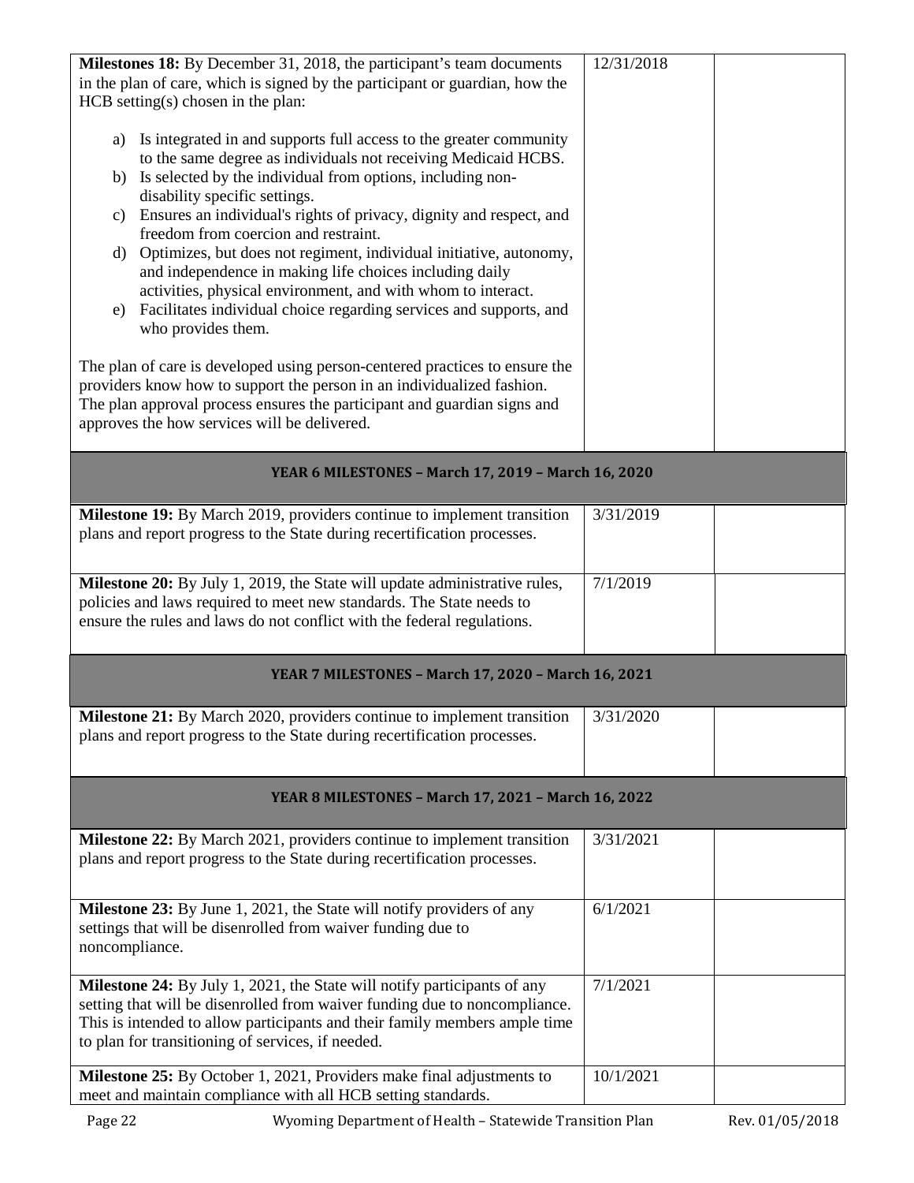| | | |
|---|---|---|
| **Milestones 18:** By December 31, 2018, the participant's team documents in the plan of care, which is signed by the participant or guardian, how the HCB setting(s) chosen in the plan:<br><br>a) Is integrated in and supports full access to the greater community to the same degree as individuals not receiving Medicaid HCBS.<br>b) Is selected by the individual from options, including non-disability specific settings.<br>c) Ensures an individual's rights of privacy, dignity and respect, and freedom from coercion and restraint.<br>d) Optimizes, but does not regiment, individual initiative, autonomy, and independence in making life choices including daily activities, physical environment, and with whom to interact.<br>e) Facilitates individual choice regarding services and supports, and who provides them.<br><br>The plan of care is developed using person-centered practices to ensure the providers know how to support the person in an individualized fashion. The plan approval process ensures the participant and guardian signs and approves the how services will be delivered. | 12/31/2018 | |
| **YEAR 6 MILESTONES – March 17, 2019 – March 16, 2020** | | |
| **Milestone 19:** By March 2019, providers continue to implement transition plans and report progress to the State during recertification processes. | 3/31/2019 | |
| **Milestone 20:** By July 1, 2019, the State will update administrative rules, policies and laws required to meet new standards. The State needs to ensure the rules and laws do not conflict with the federal regulations. | 7/1/2019 | |
| **YEAR 7 MILESTONES – March 17, 2020 – March 16, 2021** | | |
| **Milestone 21:** By March 2020, providers continue to implement transition plans and report progress to the State during recertification processes. | 3/31/2020 | |
| **YEAR 8 MILESTONES – March 17, 2021 – March 16, 2022** | | |
| **Milestone 22:** By March 2021, providers continue to implement transition plans and report progress to the State during recertification processes. | 3/31/2021 | |
| **Milestone 23:** By June 1, 2021, the State will notify providers of any settings that will be disenrolled from waiver funding due to noncompliance. | 6/1/2021 | |
| **Milestone 24:** By July 1, 2021, the State will notify participants of any setting that will be disenrolled from waiver funding due to noncompliance. This is intended to allow participants and their family members ample time to plan for transitioning of services, if needed. | 7/1/2021 | |
| **Milestone 25:** By October 1, 2021, Providers make final adjustments to meet and maintain compliance with all HCB setting standards. | 10/1/2021 | |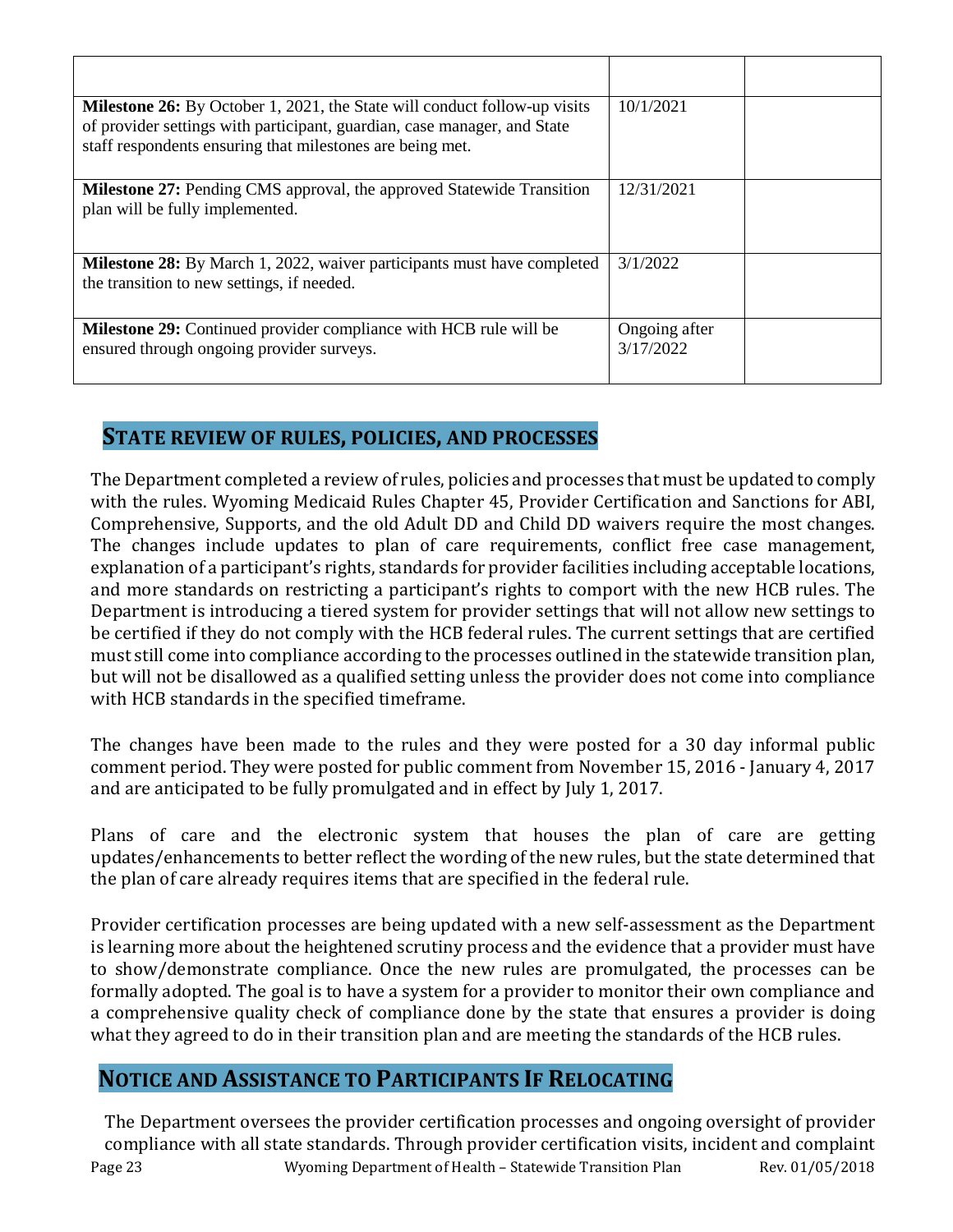| | | |
|---|---|---|
| **Milestone 26:** By October 1, 2021, the State will conduct follow-up visits of provider settings with participant, guardian, case manager, and State staff respondents ensuring that milestones are being met. | 10/1/2021 | |
| **Milestone 27:** Pending CMS approval, the approved Statewide Transition plan will be fully implemented. | 12/31/2021 | |
| **Milestone 28:** By March 1, 2022, waiver participants must have completed the transition to new settings, if needed. | 3/1/2022 | |
| **Milestone 29:** Continued provider compliance with HCB rule will be ensured through ongoing provider surveys. | Ongoing after 3/17/2022 | |

## STATE REVIEW OF RULES, POLICIES, AND PROCESSES

The Department completed a review of rules, policies and processes that must be updated to comply with the rules. Wyoming Medicaid Rules Chapter 45, Provider Certification and Sanctions for ABI, Comprehensive, Supports, and the old Adult DD and Child DD waivers require the most changes. The changes include updates to plan of care requirements, conflict free case management, explanation of a participant's rights, standards for provider facilities including acceptable locations, and more standards on restricting a participant's rights to comport with the new HCB rules. The Department is introducing a tiered system for provider settings that will not allow new settings to be certified if they do not comply with the HCB federal rules. The current settings that are certified must still come into compliance according to the processes outlined in the statewide transition plan, but will not be disallowed as a qualified setting unless the provider does not come into compliance with HCB standards in the specified timeframe.

The changes have been made to the rules and they were posted for a 30 day informal public comment period. They were posted for public comment from November 15, 2016 - January 4, 2017 and are anticipated to be fully promulgated and in effect by July 1, 2017.

Plans of care and the electronic system that houses the plan of care are getting updates/enhancements to better reflect the wording of the new rules, but the state determined that the plan of care already requires items that are specified in the federal rule.

Provider certification processes are being updated with a new self-assessment as the Department is learning more about the heightened scrutiny process and the evidence that a provider must have to show/demonstrate compliance. Once the new rules are promulgated, the processes can be formally adopted. The goal is to have a system for a provider to monitor their own compliance and a comprehensive quality check of compliance done by the state that ensures a provider is doing what they agreed to do in their transition plan and are meeting the standards of the HCB rules.

## NOTICE AND ASSISTANCE TO PARTICIPANTS IF RELOCATING

The Department oversees the provider certification processes and ongoing oversight of provider compliance with all state standards. Through provider certification visits, incident and complaint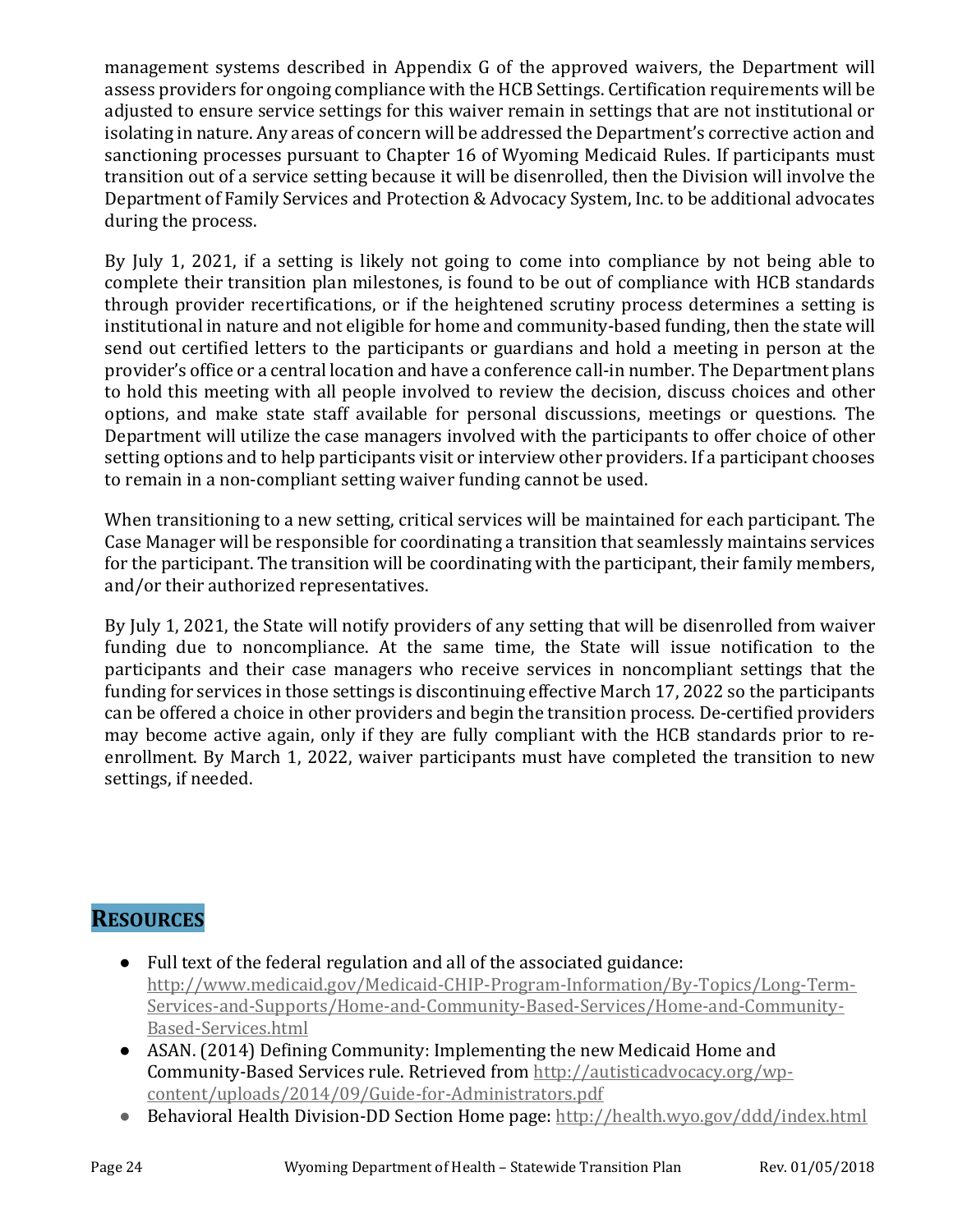management systems described in Appendix G of the approved waivers, the Department will assess providers for ongoing compliance with the HCB Settings. Certification requirements will be adjusted to ensure service settings for this waiver remain in settings that are not institutional or isolating in nature. Any areas of concern will be addressed the Department's corrective action and sanctioning processes pursuant to Chapter 16 of Wyoming Medicaid Rules. If participants must transition out of a service setting because it will be disenrolled, then the Division will involve the Department of Family Services and Protection & Advocacy System, Inc. to be additional advocates during the process.

By July 1, 2021, if a setting is likely not going to come into compliance by not being able to complete their transition plan milestones, is found to be out of compliance with HCB standards through provider recertifications, or if the heightened scrutiny process determines a setting is institutional in nature and not eligible for home and community-based funding, then the state will send out certified letters to the participants or guardians and hold a meeting in person at the provider's office or a central location and have a conference call-in number. The Department plans to hold this meeting with all people involved to review the decision, discuss choices and other options, and make state staff available for personal discussions, meetings or questions. The Department will utilize the case managers involved with the participants to offer choice of other setting options and to help participants visit or interview other providers. If a participant chooses to remain in a non-compliant setting waiver funding cannot be used.

When transitioning to a new setting, critical services will be maintained for each participant. The Case Manager will be responsible for coordinating a transition that seamlessly maintains services for the participant. The transition will be coordinating with the participant, their family members, and/or their authorized representatives.

By July 1, 2021, the State will notify providers of any setting that will be disenrolled from waiver funding due to noncompliance. At the same time, the State will issue notification to the participants and their case managers who receive services in noncompliant settings that the funding for services in those settings is discontinuing effective March 17, 2022 so the participants can be offered a choice in other providers and begin the transition process. De-certified providers may become active again, only if they are fully compliant with the HCB standards prior to re-enrollment. By March 1, 2022, waiver participants must have completed the transition to new settings, if needed.

## RESOURCES

- Full text of the federal regulation and all of the associated guidance: http://www.medicaid.gov/Medicaid-CHIP-Program-Information/By-Topics/Long-Term-Services-and-Supports/Home-and-Community-Based-Services/Home-and-Community-Based-Services.html
- ASAN. (2014) Defining Community: Implementing the new Medicaid Home and Community-Based Services rule. Retrieved from http://autisticadvocacy.org/wp-content/uploads/2014/09/Guide-for-Administrators.pdf
- Behavioral Health Division-DD Section Home page: http://health.wyo.gov/ddd/index.html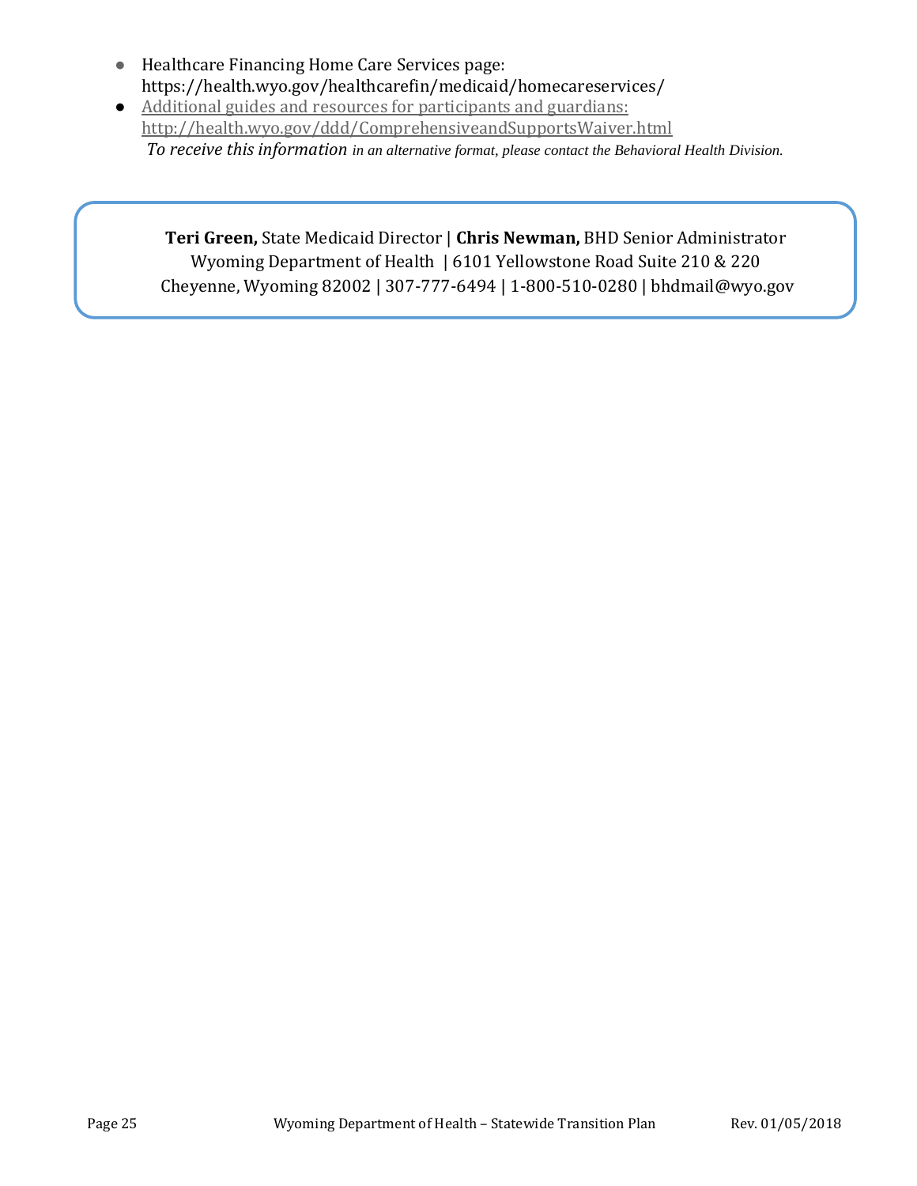- Healthcare Financing Home Care Services page: https://health.wyo.gov/healthcarefin/medicaid/homecareservices/
- Additional guides and resources for participants and guardians: http://health.wyo.gov/ddd/ComprehensiveandSupportsWaiver.html

*To receive this information in an alternative format, please contact the Behavioral Health Division.*

**Teri Green,** State Medicaid Director | **Chris Newman,** BHD Senior Administrator
Wyoming Department of Health | 6101 Yellowstone Road Suite 210 & 220
Cheyenne, Wyoming 82002 | 307-777-6494 | 1-800-510-0280 | bhdmail@wyo.gov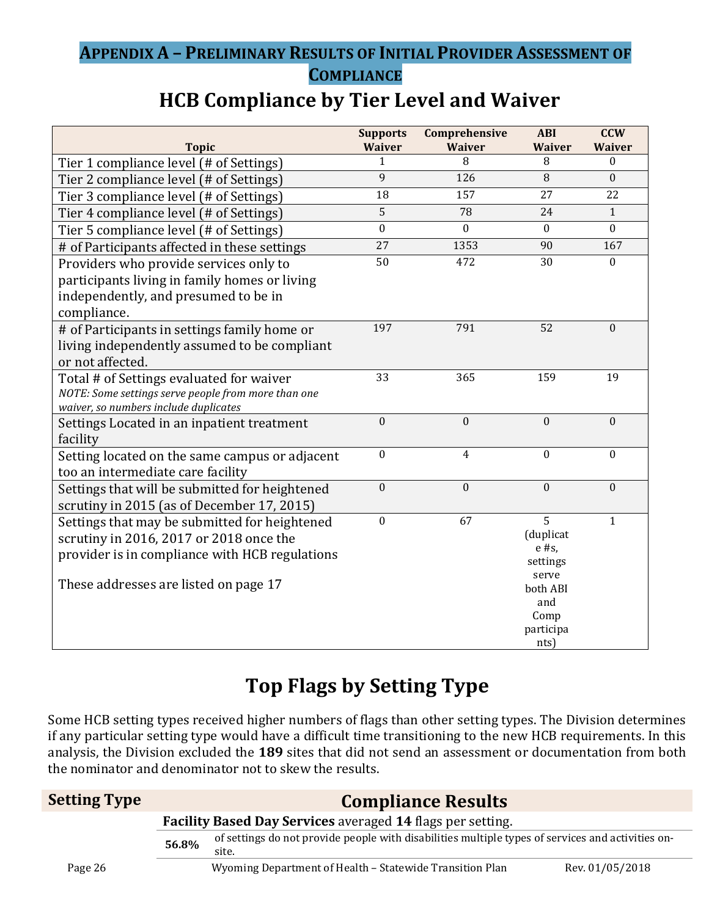## APPENDIX A – PRELIMINARY RESULTS OF INITIAL PROVIDER ASSESSMENT OF COMPLIANCE

# HCB Compliance by Tier Level and Waiver

| Topic | Supports Waiver | Comprehensive Waiver | ABI Waiver | CCW Waiver |
|---|---|---|---|---|
| Tier 1 compliance level (# of Settings) | 1 | 8 | 8 | 0 |
| Tier 2 compliance level (# of Settings) | 9 | 126 | 8 | 0 |
| Tier 3 compliance level (# of Settings) | 18 | 157 | 27 | 22 |
| Tier 4 compliance level (# of Settings) | 5 | 78 | 24 | 1 |
| Tier 5 compliance level (# of Settings) | 0 | 0 | 0 | 0 |
| # of Participants affected in these settings | 27 | 1353 | 90 | 167 |
| Providers who provide services only to participants living in family homes or living independently, and presumed to be in compliance. | 50 | 472 | 30 | 0 |
| # of Participants in settings family home or living independently assumed to be compliant or not affected. | 197 | 791 | 52 | 0 |
| Total # of Settings evaluated for waiver *NOTE: Some settings serve people from more than one waiver, so numbers include duplicates* | 33 | 365 | 159 | 19 |
| Settings Located in an inpatient treatment facility | 0 | 0 | 0 | 0 |
| Setting located on the same campus or adjacent too an intermediate care facility | 0 | 4 | 0 | 0 |
| Settings that will be submitted for heightened scrutiny in 2015 (as of December 17, 2015) | 0 | 0 | 0 | 0 |
| Settings that may be submitted for heightened scrutiny in 2016, 2017 or 2018 once the provider is in compliance with HCB regulations<br><br>These addresses are listed on page 17 | 0 | 67 | 5 (duplicate #s, settings serve both ABI and Comp participants) | 1 |

# Top Flags by Setting Type

Some HCB setting types received higher numbers of flags than other setting types. The Division determines if any particular setting type would have a difficult time transitioning to the new HCB requirements. In this analysis, the Division excluded the **189** sites that did not send an assessment or documentation from both the nominator and denominator not to skew the results.

| Setting Type | Compliance Results | |
|---|---|---|
| | **Facility Based Day Services** averaged **14** flags per setting. | |
| | **56.8%** | of settings do not provide people with disabilities multiple types of services and activities on-site. |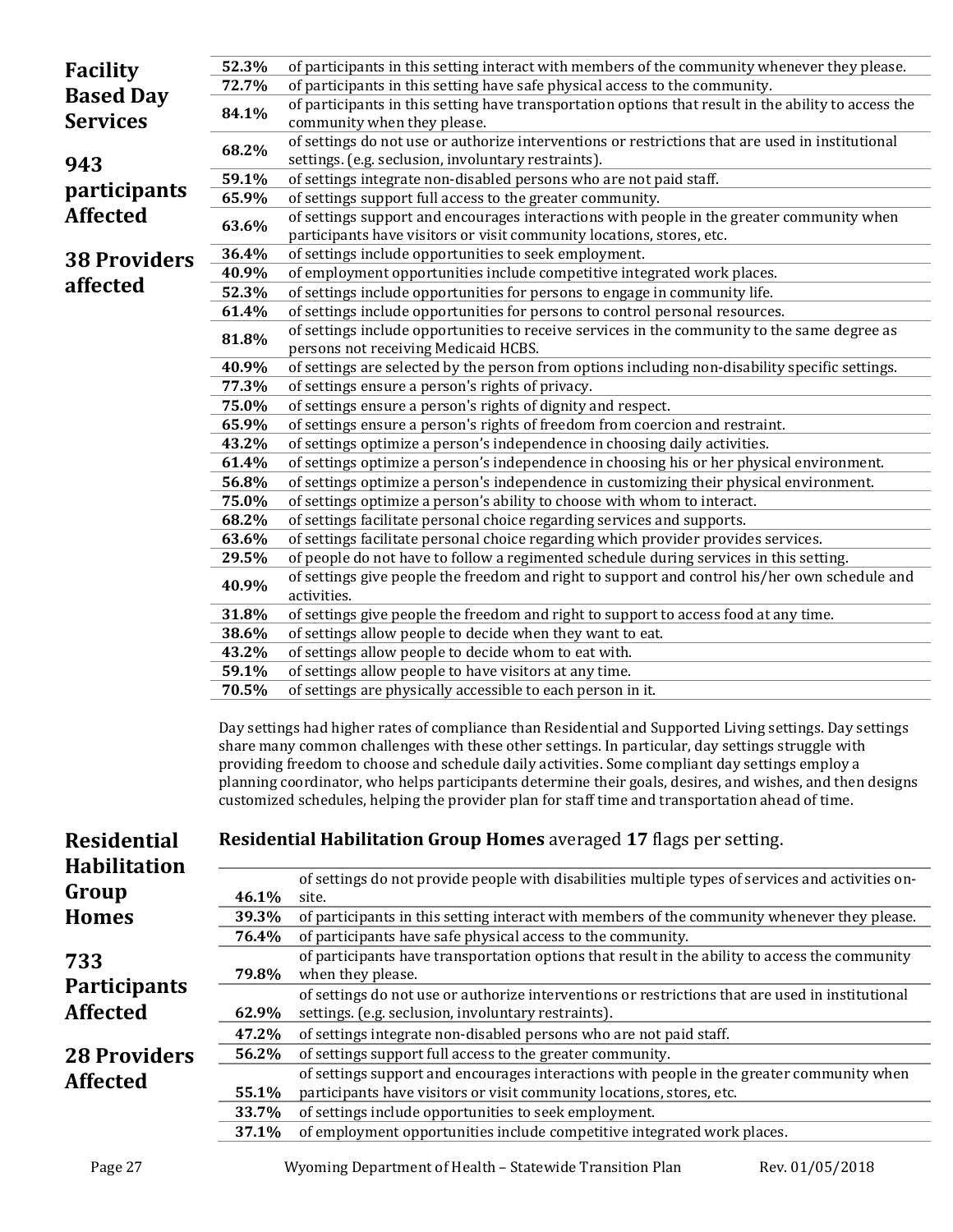## Facility Based Day Services

**943 participants Affected**

**38 Providers affected**

| | |
|---|---|
| **52.3%** | of participants in this setting interact with members of the community whenever they please. |
| **72.7%** | of participants in this setting have safe physical access to the community. |
| **84.1%** | of participants in this setting have transportation options that result in the ability to access the community when they please. |
| **68.2%** | of settings do not use or authorize interventions or restrictions that are used in institutional settings. (e.g. seclusion, involuntary restraints). |
| **59.1%** | of settings integrate non-disabled persons who are not paid staff. |
| **65.9%** | of settings support full access to the greater community. |
| **63.6%** | of settings support and encourages interactions with people in the greater community when participants have visitors or visit community locations, stores, etc. |
| **36.4%** | of settings include opportunities to seek employment. |
| **40.9%** | of employment opportunities include competitive integrated work places. |
| **52.3%** | of settings include opportunities for persons to engage in community life. |
| **61.4%** | of settings include opportunities for persons to control personal resources. |
| **81.8%** | of settings include opportunities to receive services in the community to the same degree as persons not receiving Medicaid HCBS. |
| **40.9%** | of settings are selected by the person from options including non-disability specific settings. |
| **77.3%** | of settings ensure a person's rights of privacy. |
| **75.0%** | of settings ensure a person's rights of dignity and respect. |
| **65.9%** | of settings ensure a person's rights of freedom from coercion and restraint. |
| **43.2%** | of settings optimize a person's independence in choosing daily activities. |
| **61.4%** | of settings optimize a person's independence in choosing his or her physical environment. |
| **56.8%** | of settings optimize a person's independence in customizing their physical environment. |
| **75.0%** | of settings optimize a person's ability to choose with whom to interact. |
| **68.2%** | of settings facilitate personal choice regarding services and supports. |
| **63.6%** | of settings facilitate personal choice regarding which provider provides services. |
| **29.5%** | of people do not have to follow a regimented schedule during services in this setting. |
| **40.9%** | of settings give people the freedom and right to support and control his/her own schedule and activities. |
| **31.8%** | of settings give people the freedom and right to support to access food at any time. |
| **38.6%** | of settings allow people to decide when they want to eat. |
| **43.2%** | of settings allow people to decide whom to eat with. |
| **59.1%** | of settings allow people to have visitors at any time. |
| **70.5%** | of settings are physically accessible to each person in it. |

Day settings had higher rates of compliance than Residential and Supported Living settings. Day settings share many common challenges with these other settings. In particular, day settings struggle with providing freedom to choose and schedule daily activities. Some compliant day settings employ a planning coordinator, who helps participants determine their goals, desires, and wishes, and then designs customized schedules, helping the provider plan for staff time and transportation ahead of time.

## Residential Habilitation Group Homes

**733 Participants Affected**

**28 Providers Affected**

**Residential Habilitation Group Homes** averaged **17** flags per setting.

| | |
|---|---|
| **46.1%** | of settings do not provide people with disabilities multiple types of services and activities on-site. |
| **39.3%** | of participants in this setting interact with members of the community whenever they please. |
| **76.4%** | of participants have safe physical access to the community. |
| **79.8%** | of participants have transportation options that result in the ability to access the community when they please. |
| **62.9%** | of settings do not use or authorize interventions or restrictions that are used in institutional settings. (e.g. seclusion, involuntary restraints). |
| **47.2%** | of settings integrate non-disabled persons who are not paid staff. |
| **56.2%** | of settings support full access to the greater community. |
| **55.1%** | of settings support and encourages interactions with people in the greater community when participants have visitors or visit community locations, stores, etc. |
| **33.7%** | of settings include opportunities to seek employment. |
| **37.1%** | of employment opportunities include competitive integrated work places. |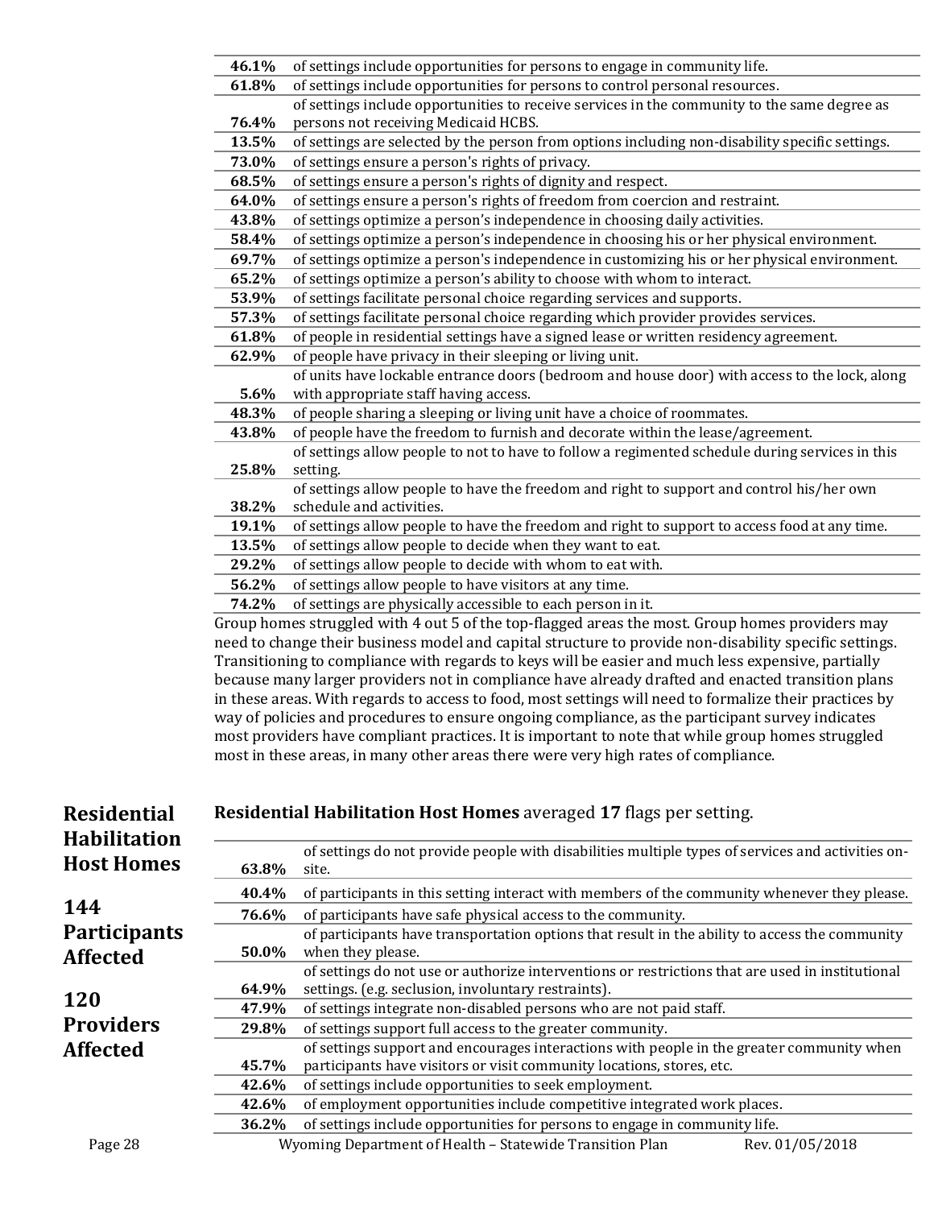| | |
|---|---|
| **46.1%** | of settings include opportunities for persons to engage in community life. |
| **61.8%** | of settings include opportunities for persons to control personal resources. |
| **76.4%** | of settings include opportunities to receive services in the community to the same degree as persons not receiving Medicaid HCBS. |
| **13.5%** | of settings are selected by the person from options including non-disability specific settings. |
| **73.0%** | of settings ensure a person's rights of privacy. |
| **68.5%** | of settings ensure a person's rights of dignity and respect. |
| **64.0%** | of settings ensure a person's rights of freedom from coercion and restraint. |
| **43.8%** | of settings optimize a person's independence in choosing daily activities. |
| **58.4%** | of settings optimize a person's independence in choosing his or her physical environment. |
| **69.7%** | of settings optimize a person's independence in customizing his or her physical environment. |
| **65.2%** | of settings optimize a person's ability to choose with whom to interact. |
| **53.9%** | of settings facilitate personal choice regarding services and supports. |
| **57.3%** | of settings facilitate personal choice regarding which provider provides services. |
| **61.8%** | of people in residential settings have a signed lease or written residency agreement. |
| **62.9%** | of people have privacy in their sleeping or living unit. |
| **5.6%** | of units have lockable entrance doors (bedroom and house door) with access to the lock, along with appropriate staff having access. |
| **48.3%** | of people sharing a sleeping or living unit have a choice of roommates. |
| **43.8%** | of people have the freedom to furnish and decorate within the lease/agreement. |
| **25.8%** | of settings allow people to not to have to follow a regimented schedule during services in this setting. |
| **38.2%** | of settings allow people to have the freedom and right to support and control his/her own schedule and activities. |
| **19.1%** | of settings allow people to have the freedom and right to support to access food at any time. |
| **13.5%** | of settings allow people to decide when they want to eat. |
| **29.2%** | of settings allow people to decide with whom to eat with. |
| **56.2%** | of settings allow people to have visitors at any time. |
| **74.2%** | of settings are physically accessible to each person in it. |

Group homes struggled with 4 out 5 of the top-flagged areas the most. Group homes providers may need to change their business model and capital structure to provide non-disability specific settings. Transitioning to compliance with regards to keys will be easier and much less expensive, partially because many larger providers not in compliance have already drafted and enacted transition plans in these areas. With regards to access to food, most settings will need to formalize their practices by way of policies and procedures to ensure ongoing compliance, as the participant survey indicates most providers have compliant practices. It is important to note that while group homes struggled most in these areas, in many other areas there were very high rates of compliance.

## Residential Habilitation Host Homes

**144 Participants Affected**

**120 Providers Affected**

**Residential Habilitation Host Homes** averaged **17** flags per setting.

| | |
|---|---|
| **63.8%** | of settings do not provide people with disabilities multiple types of services and activities on-site. |
| **40.4%** | of participants in this setting interact with members of the community whenever they please. |
| **76.6%** | of participants have safe physical access to the community. |
| **50.0%** | of participants have transportation options that result in the ability to access the community when they please. |
| **64.9%** | of settings do not use or authorize interventions or restrictions that are used in institutional settings. (e.g. seclusion, involuntary restraints). |
| **47.9%** | of settings integrate non-disabled persons who are not paid staff. |
| **29.8%** | of settings support full access to the greater community. |
| **45.7%** | of settings support and encourages interactions with people in the greater community when participants have visitors or visit community locations, stores, etc. |
| **42.6%** | of settings include opportunities to seek employment. |
| **42.6%** | of employment opportunities include competitive integrated work places. |
| **36.2%** | of settings include opportunities for persons to engage in community life. |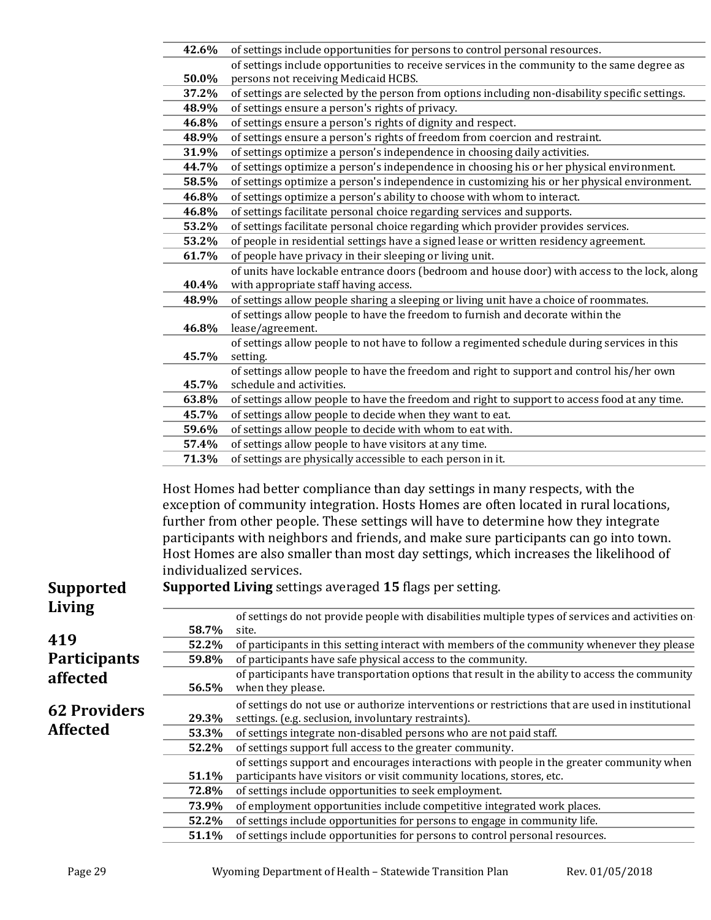| | |
|---|---|
| **42.6%** | of settings include opportunities for persons to control personal resources. |
| **50.0%** | of settings include opportunities to receive services in the community to the same degree as persons not receiving Medicaid HCBS. |
| **37.2%** | of settings are selected by the person from options including non-disability specific settings. |
| **48.9%** | of settings ensure a person's rights of privacy. |
| **46.8%** | of settings ensure a person's rights of dignity and respect. |
| **48.9%** | of settings ensure a person's rights of freedom from coercion and restraint. |
| **31.9%** | of settings optimize a person's independence in choosing daily activities. |
| **44.7%** | of settings optimize a person's independence in choosing his or her physical environment. |
| **58.5%** | of settings optimize a person's independence in customizing his or her physical environment. |
| **46.8%** | of settings optimize a person's ability to choose with whom to interact. |
| **46.8%** | of settings facilitate personal choice regarding services and supports. |
| **53.2%** | of settings facilitate personal choice regarding which provider provides services. |
| **53.2%** | of people in residential settings have a signed lease or written residency agreement. |
| **61.7%** | of people have privacy in their sleeping or living unit. |
| **40.4%** | of units have lockable entrance doors (bedroom and house door) with access to the lock, along with appropriate staff having access. |
| **48.9%** | of settings allow people sharing a sleeping or living unit have a choice of roommates. |
| **46.8%** | of settings allow people to have the freedom to furnish and decorate within the lease/agreement. |
| **45.7%** | of settings allow people to not have to follow a regimented schedule during services in this setting. |
| **45.7%** | of settings allow people to have the freedom and right to support and control his/her own schedule and activities. |
| **63.8%** | of settings allow people to have the freedom and right to support to access food at any time. |
| **45.7%** | of settings allow people to decide when they want to eat. |
| **59.6%** | of settings allow people to decide with whom to eat with. |
| **57.4%** | of settings allow people to have visitors at any time. |
| **71.3%** | of settings are physically accessible to each person in it. |

Host Homes had better compliance than day settings in many respects, with the exception of community integration. Hosts Homes are often located in rural locations, further from other people. These settings will have to determine how they integrate participants with neighbors and friends, and make sure participants can go into town. Host Homes are also smaller than most day settings, which increases the likelihood of individualized services.

## Supported Living

**419 Participants affected**

**62 Providers Affected**

**Supported Living** settings averaged **15** flags per setting.

| | |
|---|---|
| **58.7%** | of settings do not provide people with disabilities multiple types of services and activities on-site. |
| **52.2%** | of participants in this setting interact with members of the community whenever they please |
| **59.8%** | of participants have safe physical access to the community. |
| **56.5%** | of participants have transportation options that result in the ability to access the community when they please. |
| **29.3%** | of settings do not use or authorize interventions or restrictions that are used in institutional settings. (e.g. seclusion, involuntary restraints). |
| **53.3%** | of settings integrate non-disabled persons who are not paid staff. |
| **52.2%** | of settings support full access to the greater community. |
| **51.1%** | of settings support and encourages interactions with people in the greater community when participants have visitors or visit community locations, stores, etc. |
| **72.8%** | of settings include opportunities to seek employment. |
| **73.9%** | of employment opportunities include competitive integrated work places. |
| **52.2%** | of settings include opportunities for persons to engage in community life. |
| **51.1%** | of settings include opportunities for persons to control personal resources. |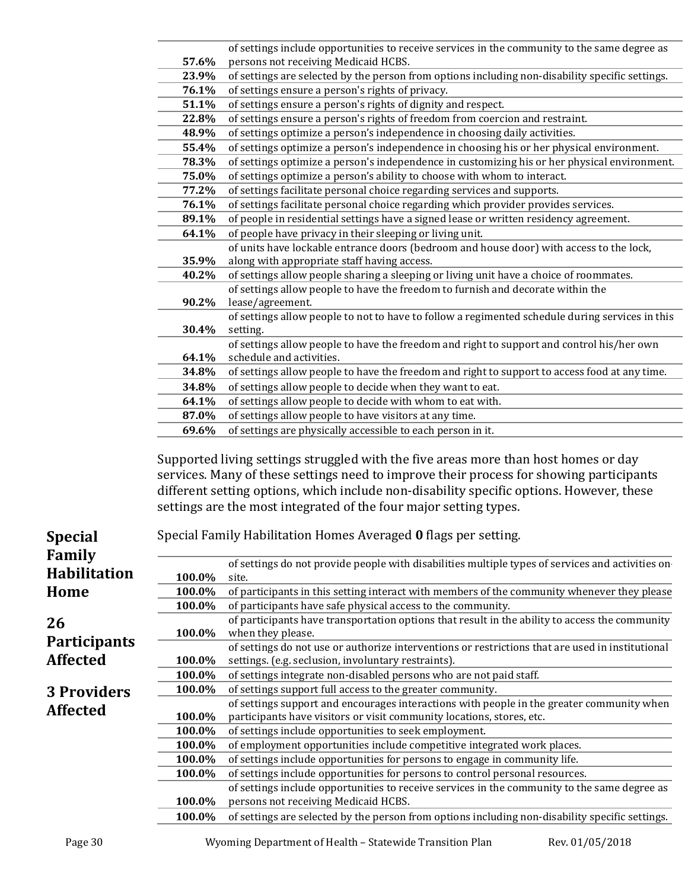| | |
|---|---|
| 57.6% | of settings include opportunities to receive services in the community to the same degree as persons not receiving Medicaid HCBS. |
| 23.9% | of settings are selected by the person from options including non-disability specific settings. |
| 76.1% | of settings ensure a person's rights of privacy. |
| 51.1% | of settings ensure a person's rights of dignity and respect. |
| 22.8% | of settings ensure a person's rights of freedom from coercion and restraint. |
| 48.9% | of settings optimize a person's independence in choosing daily activities. |
| 55.4% | of settings optimize a person's independence in choosing his or her physical environment. |
| 78.3% | of settings optimize a person's independence in customizing his or her physical environment. |
| 75.0% | of settings optimize a person's ability to choose with whom to interact. |
| 77.2% | of settings facilitate personal choice regarding services and supports. |
| 76.1% | of settings facilitate personal choice regarding which provider provides services. |
| 89.1% | of people in residential settings have a signed lease or written residency agreement. |
| 64.1% | of people have privacy in their sleeping or living unit. |
| 35.9% | of units have lockable entrance doors (bedroom and house door) with access to the lock, along with appropriate staff having access. |
| 40.2% | of settings allow people sharing a sleeping or living unit have a choice of roommates. |
| 90.2% | of settings allow people to have the freedom to furnish and decorate within the lease/agreement. |
| 30.4% | of settings allow people to not to have to follow a regimented schedule during services in this setting. |
| 64.1% | of settings allow people to have the freedom and right to support and control his/her own schedule and activities. |
| 34.8% | of settings allow people to have the freedom and right to support to access food at any time. |
| 34.8% | of settings allow people to decide when they want to eat. |
| 64.1% | of settings allow people to decide with whom to eat with. |
| 87.0% | of settings allow people to have visitors at any time. |
| 69.6% | of settings are physically accessible to each person in it. |

Supported living settings struggled with the five areas more than host homes or day services. Many of these settings need to improve their process for showing participants different setting options, which include non-disability specific options. However, these settings are the most integrated of the four major setting types.

**Special Family Habilitation Home**

**26 Participants Affected**

**3 Providers Affected**

Special Family Habilitation Homes Averaged **0** flags per setting.

| | |
|---|---|
| 100.0% | of settings do not provide people with disabilities multiple types of services and activities on-site. |
| 100.0% | of participants in this setting interact with members of the community whenever they please |
| 100.0% | of participants have safe physical access to the community. |
| 100.0% | of participants have transportation options that result in the ability to access the community when they please. |
| 100.0% | of settings do not use or authorize interventions or restrictions that are used in institutional settings. (e.g. seclusion, involuntary restraints). |
| 100.0% | of settings integrate non-disabled persons who are not paid staff. |
| 100.0% | of settings support full access to the greater community. |
| 100.0% | of settings support and encourages interactions with people in the greater community when participants have visitors or visit community locations, stores, etc. |
| 100.0% | of settings include opportunities to seek employment. |
| 100.0% | of employment opportunities include competitive integrated work places. |
| 100.0% | of settings include opportunities for persons to engage in community life. |
| 100.0% | of settings include opportunities for persons to control personal resources. |
| 100.0% | of settings include opportunities to receive services in the community to the same degree as persons not receiving Medicaid HCBS. |
| 100.0% | of settings are selected by the person from options including non-disability specific settings. |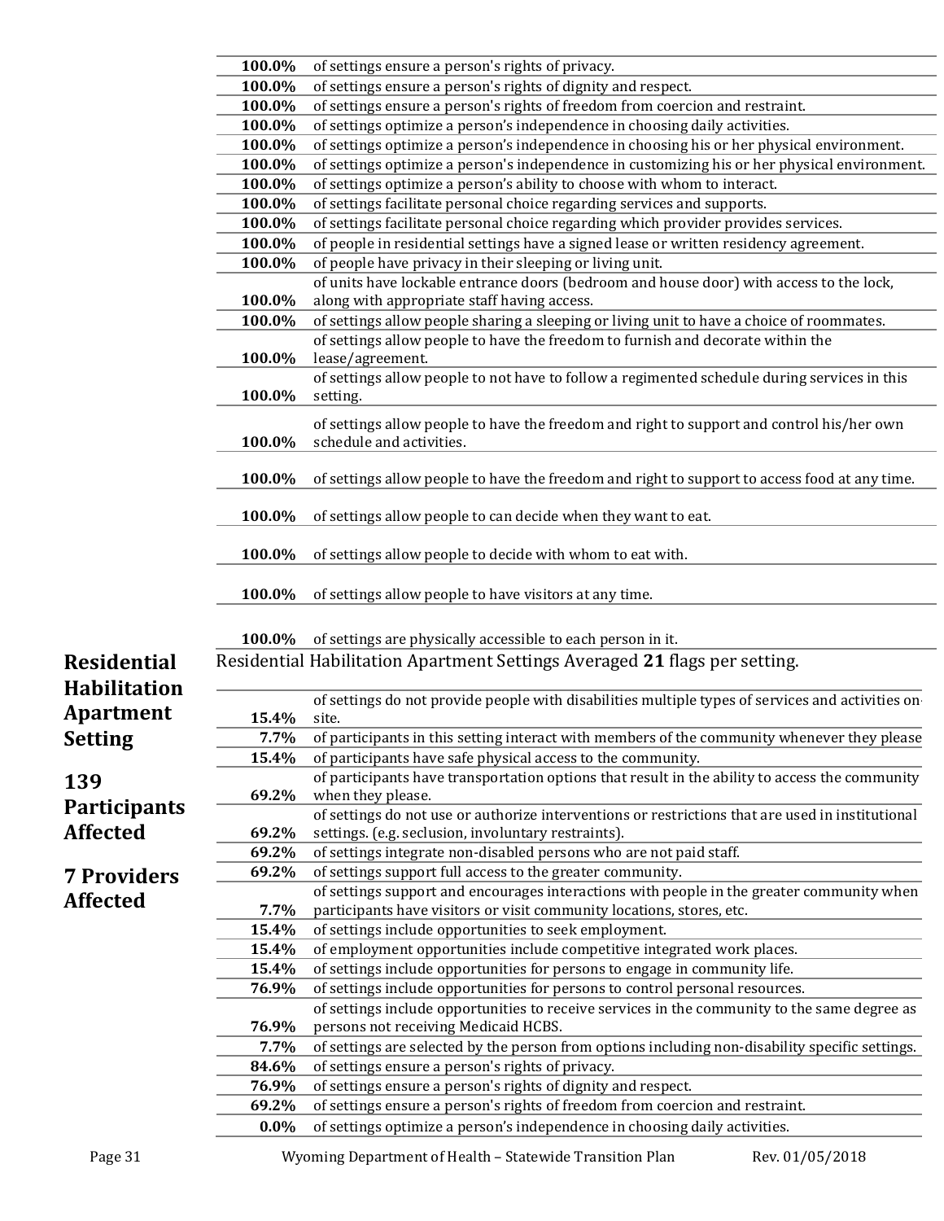| | |
|---|---|
| **100.0%** | of settings ensure a person's rights of privacy. |
| **100.0%** | of settings ensure a person's rights of dignity and respect. |
| **100.0%** | of settings ensure a person's rights of freedom from coercion and restraint. |
| **100.0%** | of settings optimize a person's independence in choosing daily activities. |
| **100.0%** | of settings optimize a person's independence in choosing his or her physical environment. |
| **100.0%** | of settings optimize a person's independence in customizing his or her physical environment. |
| **100.0%** | of settings optimize a person's ability to choose with whom to interact. |
| **100.0%** | of settings facilitate personal choice regarding services and supports. |
| **100.0%** | of settings facilitate personal choice regarding which provider provides services. |
| **100.0%** | of people in residential settings have a signed lease or written residency agreement. |
| **100.0%** | of people have privacy in their sleeping or living unit. |
| **100.0%** | of units have lockable entrance doors (bedroom and house door) with access to the lock, along with appropriate staff having access. |
| **100.0%** | of settings allow people sharing a sleeping or living unit to have a choice of roommates. |
| **100.0%** | of settings allow people to have the freedom to furnish and decorate within the lease/agreement. |
| **100.0%** | of settings allow people to not have to follow a regimented schedule during services in this setting. |
| **100.0%** | of settings allow people to have the freedom and right to support and control his/her own schedule and activities. |
| **100.0%** | of settings allow people to have the freedom and right to support to access food at any time. |
| **100.0%** | of settings allow people to can decide when they want to eat. |
| **100.0%** | of settings allow people to decide with whom to eat with. |
| **100.0%** | of settings allow people to have visitors at any time. |
| **100.0%** | of settings are physically accessible to each person in it. |

## Residential Habilitation Apartment Setting

**139 Participants Affected**

**7 Providers Affected**

Residential Habilitation Apartment Settings Averaged **21** flags per setting.

| | |
|---|---|
| **15.4%** | of settings do not provide people with disabilities multiple types of services and activities on-site. |
| **7.7%** | of participants in this setting interact with members of the community whenever they please |
| **15.4%** | of participants have safe physical access to the community. |
| **69.2%** | of participants have transportation options that result in the ability to access the community when they please. |
| **69.2%** | of settings do not use or authorize interventions or restrictions that are used in institutional settings. (e.g. seclusion, involuntary restraints). |
| **69.2%** | of settings integrate non-disabled persons who are not paid staff. |
| **69.2%** | of settings support full access to the greater community. |
| **7.7%** | of settings support and encourages interactions with people in the greater community when participants have visitors or visit community locations, stores, etc. |
| **15.4%** | of settings include opportunities to seek employment. |
| **15.4%** | of employment opportunities include competitive integrated work places. |
| **15.4%** | of settings include opportunities for persons to engage in community life. |
| **76.9%** | of settings include opportunities for persons to control personal resources. |
| **76.9%** | of settings include opportunities to receive services in the community to the same degree as persons not receiving Medicaid HCBS. |
| **7.7%** | of settings are selected by the person from options including non-disability specific settings. |
| **84.6%** | of settings ensure a person's rights of privacy. |
| **76.9%** | of settings ensure a person's rights of dignity and respect. |
| **69.2%** | of settings ensure a person's rights of freedom from coercion and restraint. |
| **0.0%** | of settings optimize a person's independence in choosing daily activities. |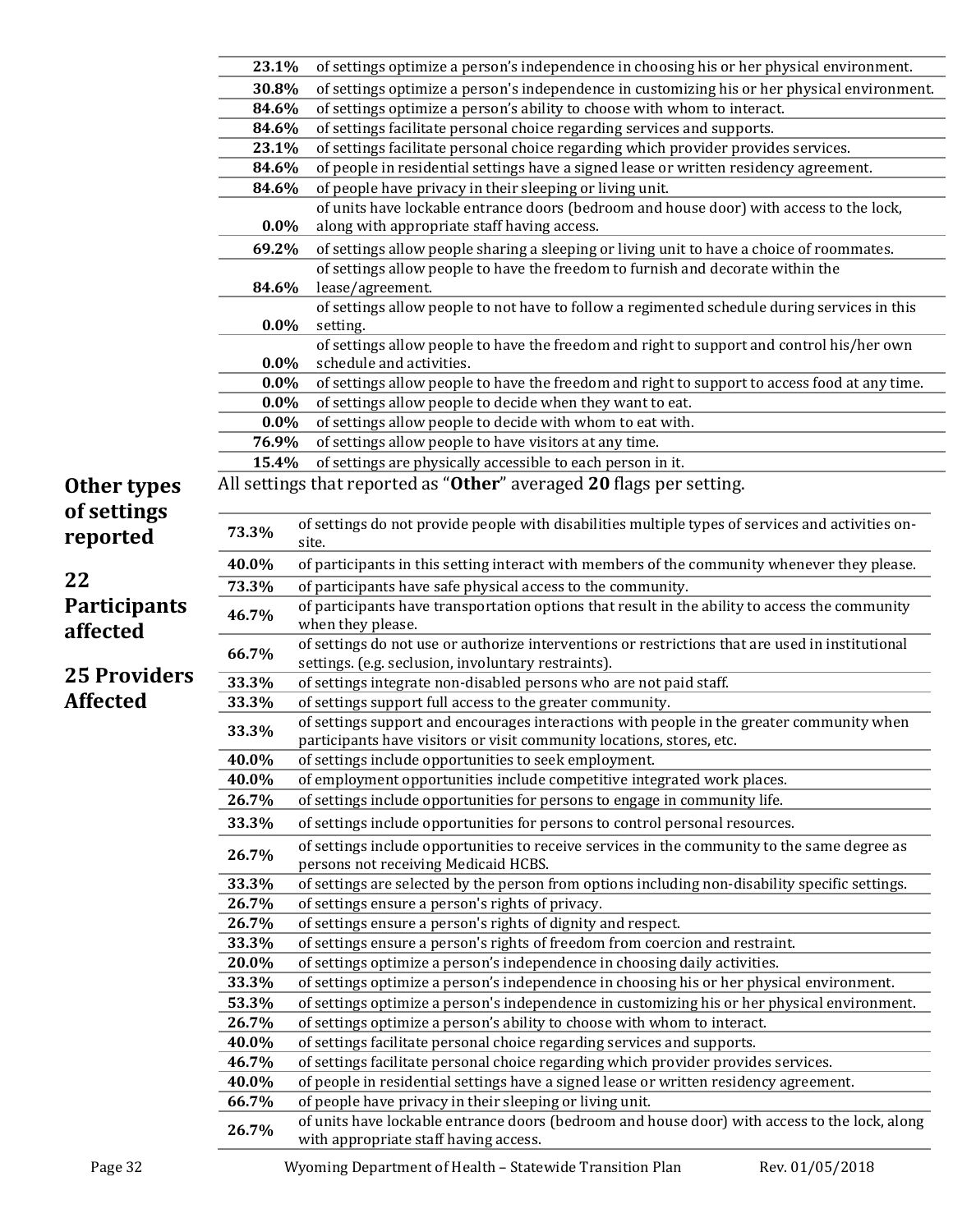| | |
|---|---|
| **23.1%** | of settings optimize a person's independence in choosing his or her physical environment. |
| **30.8%** | of settings optimize a person's independence in customizing his or her physical environment. |
| **84.6%** | of settings optimize a person's ability to choose with whom to interact. |
| **84.6%** | of settings facilitate personal choice regarding services and supports. |
| **23.1%** | of settings facilitate personal choice regarding which provider provides services. |
| **84.6%** | of people in residential settings have a signed lease or written residency agreement. |
| **84.6%** | of people have privacy in their sleeping or living unit. |
| **0.0%** | of units have lockable entrance doors (bedroom and house door) with access to the lock, along with appropriate staff having access. |
| **69.2%** | of settings allow people sharing a sleeping or living unit to have a choice of roommates. |
| **84.6%** | of settings allow people to have the freedom to furnish and decorate within the lease/agreement. |
| **0.0%** | of settings allow people to not have to follow a regimented schedule during services in this setting. |
| **0.0%** | of settings allow people to have the freedom and right to support and control his/her own schedule and activities. |
| **0.0%** | of settings allow people to have the freedom and right to support to access food at any time. |
| **0.0%** | of settings allow people to decide when they want to eat. |
| **0.0%** | of settings allow people to decide with whom to eat with. |
| **76.9%** | of settings allow people to have visitors at any time. |
| **15.4%** | of settings are physically accessible to each person in it. |

## Other types of settings reported

## 22 Participants affected

## 25 Providers Affected

All settings that reported as "**Other**" averaged **20** flags per setting.

| | |
|---|---|
| **73.3%** | of settings do not provide people with disabilities multiple types of services and activities on-site. |
| **40.0%** | of participants in this setting interact with members of the community whenever they please. |
| **73.3%** | of participants have safe physical access to the community. |
| **46.7%** | of participants have transportation options that result in the ability to access the community when they please. |
| **66.7%** | of settings do not use or authorize interventions or restrictions that are used in institutional settings. (e.g. seclusion, involuntary restraints). |
| **33.3%** | of settings integrate non-disabled persons who are not paid staff. |
| **33.3%** | of settings support full access to the greater community. |
| **33.3%** | of settings support and encourages interactions with people in the greater community when participants have visitors or visit community locations, stores, etc. |
| **40.0%** | of settings include opportunities to seek employment. |
| **40.0%** | of employment opportunities include competitive integrated work places. |
| **26.7%** | of settings include opportunities for persons to engage in community life. |
| **33.3%** | of settings include opportunities for persons to control personal resources. |
| **26.7%** | of settings include opportunities to receive services in the community to the same degree as persons not receiving Medicaid HCBS. |
| **33.3%** | of settings are selected by the person from options including non-disability specific settings. |
| **26.7%** | of settings ensure a person's rights of privacy. |
| **26.7%** | of settings ensure a person's rights of dignity and respect. |
| **33.3%** | of settings ensure a person's rights of freedom from coercion and restraint. |
| **20.0%** | of settings optimize a person's independence in choosing daily activities. |
| **33.3%** | of settings optimize a person's independence in choosing his or her physical environment. |
| **53.3%** | of settings optimize a person's independence in customizing his or her physical environment. |
| **26.7%** | of settings optimize a person's ability to choose with whom to interact. |
| **40.0%** | of settings facilitate personal choice regarding services and supports. |
| **46.7%** | of settings facilitate personal choice regarding which provider provides services. |
| **40.0%** | of people in residential settings have a signed lease or written residency agreement. |
| **66.7%** | of people have privacy in their sleeping or living unit. |
| **26.7%** | of units have lockable entrance doors (bedroom and house door) with access to the lock, along with appropriate staff having access. |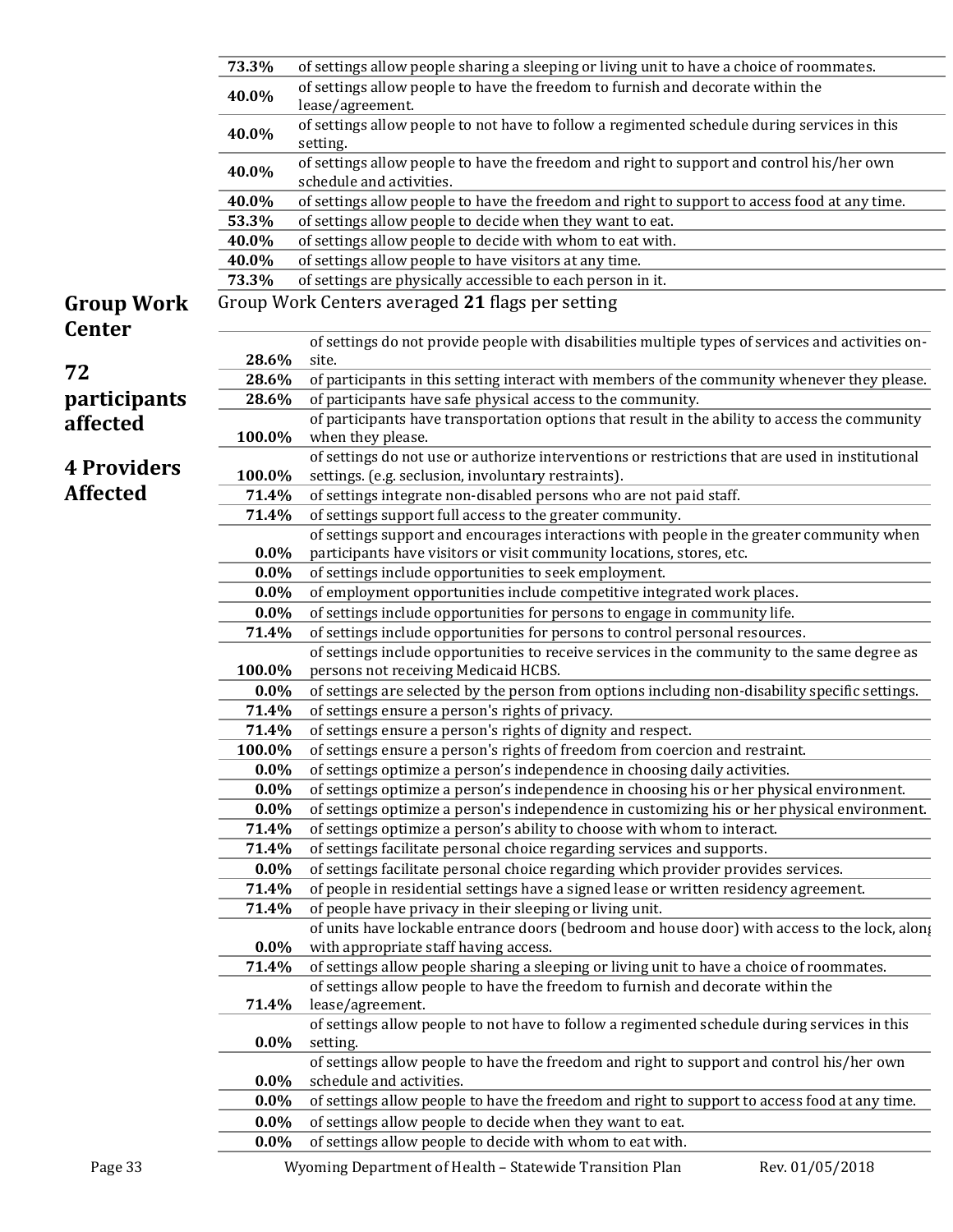| | |
|---|---|
| **73.3%** | of settings allow people sharing a sleeping or living unit to have a choice of roommates. |
| **40.0%** | of settings allow people to have the freedom to furnish and decorate within the lease/agreement. |
| **40.0%** | of settings allow people to not have to follow a regimented schedule during services in this setting. |
| **40.0%** | of settings allow people to have the freedom and right to support and control his/her own schedule and activities. |
| **40.0%** | of settings allow people to have the freedom and right to support to access food at any time. |
| **53.3%** | of settings allow people to decide when they want to eat. |
| **40.0%** | of settings allow people to decide with whom to eat with. |
| **40.0%** | of settings allow people to have visitors at any time. |
| **73.3%** | of settings are physically accessible to each person in it. |

## Group Work Center

**72 participants affected**

**4 Providers Affected**

Group Work Centers averaged **21** flags per setting

| | |
|---|---|
| **28.6%** | of settings do not provide people with disabilities multiple types of services and activities on-site. |
| **28.6%** | of participants in this setting interact with members of the community whenever they please. |
| **28.6%** | of participants have safe physical access to the community. |
| **100.0%** | of participants have transportation options that result in the ability to access the community when they please. |
| **100.0%** | of settings do not use or authorize interventions or restrictions that are used in institutional settings. (e.g. seclusion, involuntary restraints). |
| **71.4%** | of settings integrate non-disabled persons who are not paid staff. |
| **71.4%** | of settings support full access to the greater community. |
| **0.0%** | of settings support and encourages interactions with people in the greater community when participants have visitors or visit community locations, stores, etc. |
| **0.0%** | of settings include opportunities to seek employment. |
| **0.0%** | of employment opportunities include competitive integrated work places. |
| **0.0%** | of settings include opportunities for persons to engage in community life. |
| **71.4%** | of settings include opportunities for persons to control personal resources. |
| **100.0%** | of settings include opportunities to receive services in the community to the same degree as persons not receiving Medicaid HCBS. |
| **0.0%** | of settings are selected by the person from options including non-disability specific settings. |
| **71.4%** | of settings ensure a person's rights of privacy. |
| **71.4%** | of settings ensure a person's rights of dignity and respect. |
| **100.0%** | of settings ensure a person's rights of freedom from coercion and restraint. |
| **0.0%** | of settings optimize a person's independence in choosing daily activities. |
| **0.0%** | of settings optimize a person's independence in choosing his or her physical environment. |
| **0.0%** | of settings optimize a person's independence in customizing his or her physical environment. |
| **71.4%** | of settings optimize a person's ability to choose with whom to interact. |
| **71.4%** | of settings facilitate personal choice regarding services and supports. |
| **0.0%** | of settings facilitate personal choice regarding which provider provides services. |
| **71.4%** | of people in residential settings have a signed lease or written residency agreement. |
| **71.4%** | of people have privacy in their sleeping or living unit. |
| **0.0%** | of units have lockable entrance doors (bedroom and house door) with access to the lock, along with appropriate staff having access. |
| **71.4%** | of settings allow people sharing a sleeping or living unit to have a choice of roommates. |
| **71.4%** | of settings allow people to have the freedom to furnish and decorate within the lease/agreement. |
| **0.0%** | of settings allow people to not have to follow a regimented schedule during services in this setting. |
| **0.0%** | of settings allow people to have the freedom and right to support and control his/her own schedule and activities. |
| **0.0%** | of settings allow people to have the freedom and right to support to access food at any time. |
| **0.0%** | of settings allow people to decide when they want to eat. |
| **0.0%** | of settings allow people to decide with whom to eat with. |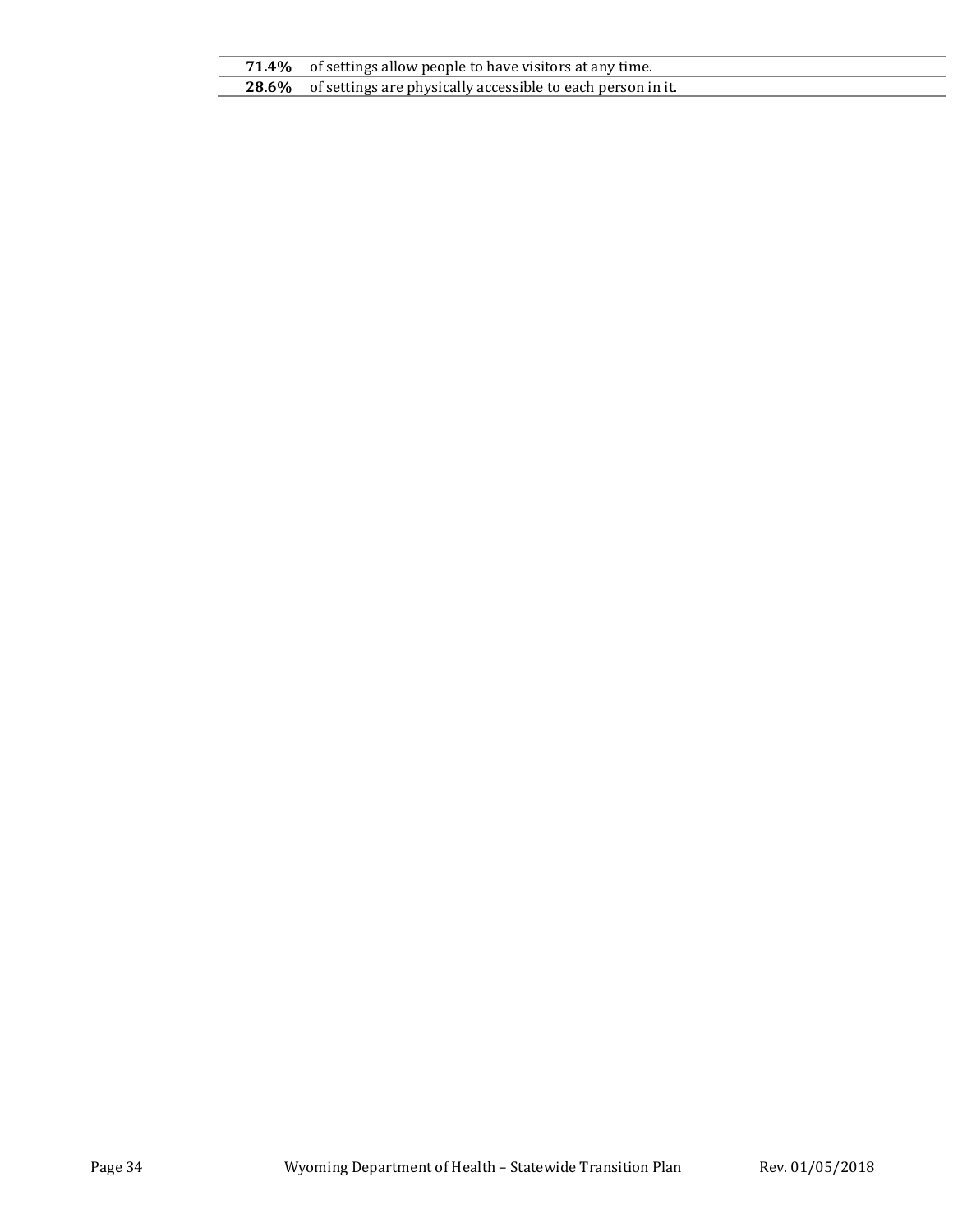| | |
|---|---|
| **71.4%** | of settings allow people to have visitors at any time. |
| **28.6%** | of settings are physically accessible to each person in it. |